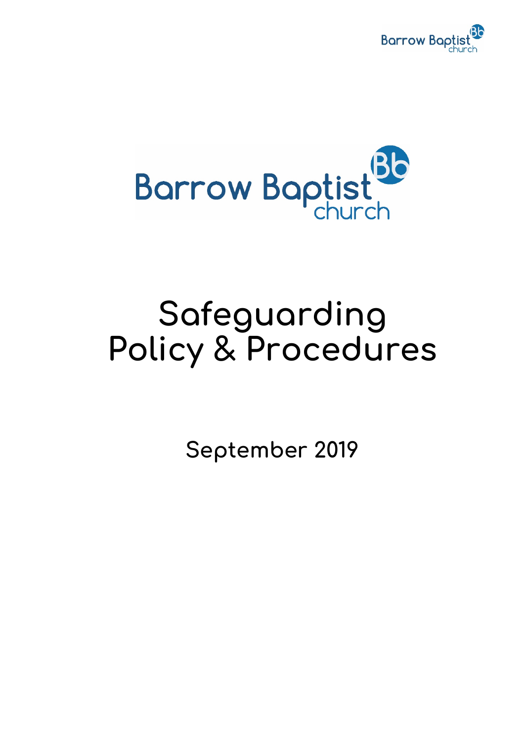Barrow Baptist church

# Safeguarding Policy & Procedures

**September 2019**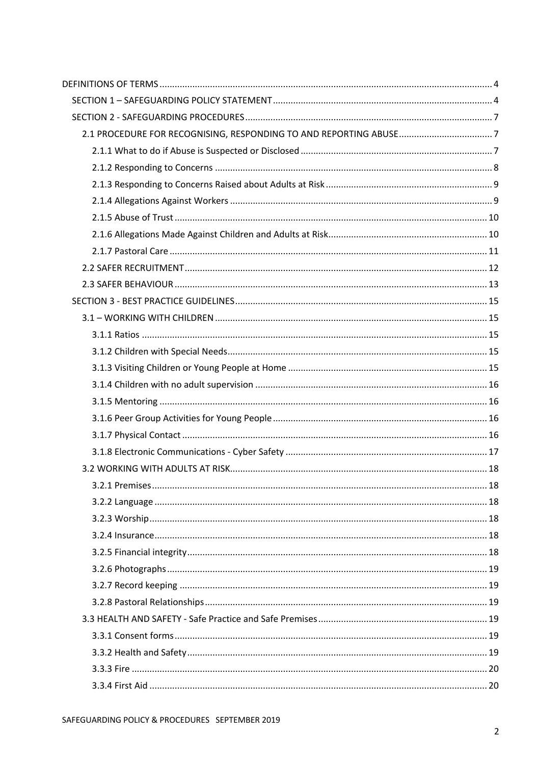DEFINITIONS OF TERMS .... 4

- SECTION 1 – SAFEGUARDING POLICY STATEMENT .... 4
- SECTION 2 - SAFEGUARDING PROCEDURES .... 7
  - 2.1 PROCEDURE FOR RECOGNISING, RESPONDING TO AND REPORTING ABUSE .... 7
    - 2.1.1 What to do if Abuse is Suspected or Disclosed .... 7
    - 2.1.2 Responding to Concerns .... 8
    - 2.1.3 Responding to Concerns Raised about Adults at Risk .... 9
    - 2.1.4 Allegations Against Workers .... 9
    - 2.1.5 Abuse of Trust .... 10
    - 2.1.6 Allegations Made Against Children and Adults at Risk .... 10
    - 2.1.7 Pastoral Care .... 11
  - 2.2 SAFER RECRUITMENT .... 12
  - 2.3 SAFER BEHAVIOUR .... 13
- SECTION 3 - BEST PRACTICE GUIDELINES .... 15
  - 3.1 – WORKING WITH CHILDREN .... 15
    - 3.1.1 Ratios .... 15
    - 3.1.2 Children with Special Needs .... 15
    - 3.1.3 Visiting Children or Young People at Home .... 15
    - 3.1.4 Children with no adult supervision .... 16
    - 3.1.5 Mentoring .... 16
    - 3.1.6 Peer Group Activities for Young People .... 16
    - 3.1.7 Physical Contact .... 16
    - 3.1.8 Electronic Communications - Cyber Safety .... 17
  - 3.2 WORKING WITH ADULTS AT RISK .... 18
    - 3.2.1 Premises .... 18
    - 3.2.2 Language .... 18
    - 3.2.3 Worship .... 18
    - 3.2.4 Insurance .... 18
    - 3.2.5 Financial integrity .... 18
    - 3.2.6 Photographs .... 19
    - 3.2.7 Record keeping .... 19
    - 3.2.8 Pastoral Relationships .... 19
  - 3.3 HEALTH AND SAFETY - Safe Practice and Safe Premises .... 19
    - 3.3.1 Consent forms .... 19
    - 3.3.2 Health and Safety .... 19
    - 3.3.3 Fire .... 20
    - 3.3.4 First Aid .... 20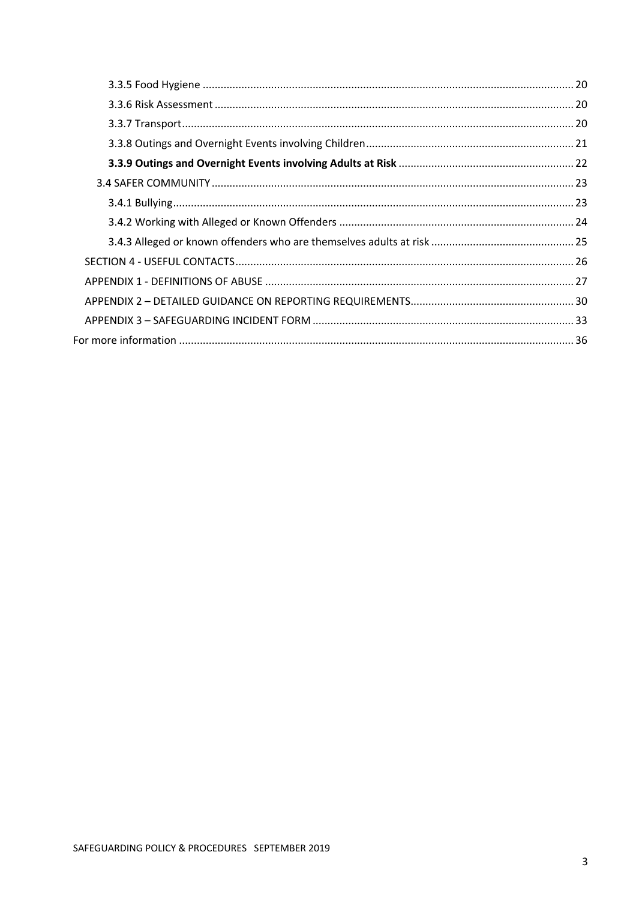3.3.5 Food Hygiene ........................................................................................................................... 20

3.3.6 Risk Assessment ........................................................................................................................ 20

3.3.7 Transport.................................................................................................................................... 20

3.3.8 Outings and Overnight Events involving Children..................................................................... 21

**3.3.9 Outings and Overnight Events involving Adults at Risk** ........................................................... 22

3.4 SAFER COMMUNITY ......................................................................................................................... 23

3.4.1 Bullying...................................................................................................................................... 23

3.4.2 Working with Alleged or Known Offenders ............................................................................... 24

3.4.3 Alleged or known offenders who are themselves adults at risk ................................................ 25

SECTION 4 - USEFUL CONTACTS................................................................................................................ 26

APPENDIX 1 - DEFINITIONS OF ABUSE ....................................................................................................... 27

APPENDIX 2 – DETAILED GUIDANCE ON REPORTING REQUIREMENTS....................................................... 30

APPENDIX 3 – SAFEGUARDING INCIDENT FORM ....................................................................................... 33

For more information ................................................................................................................................... 36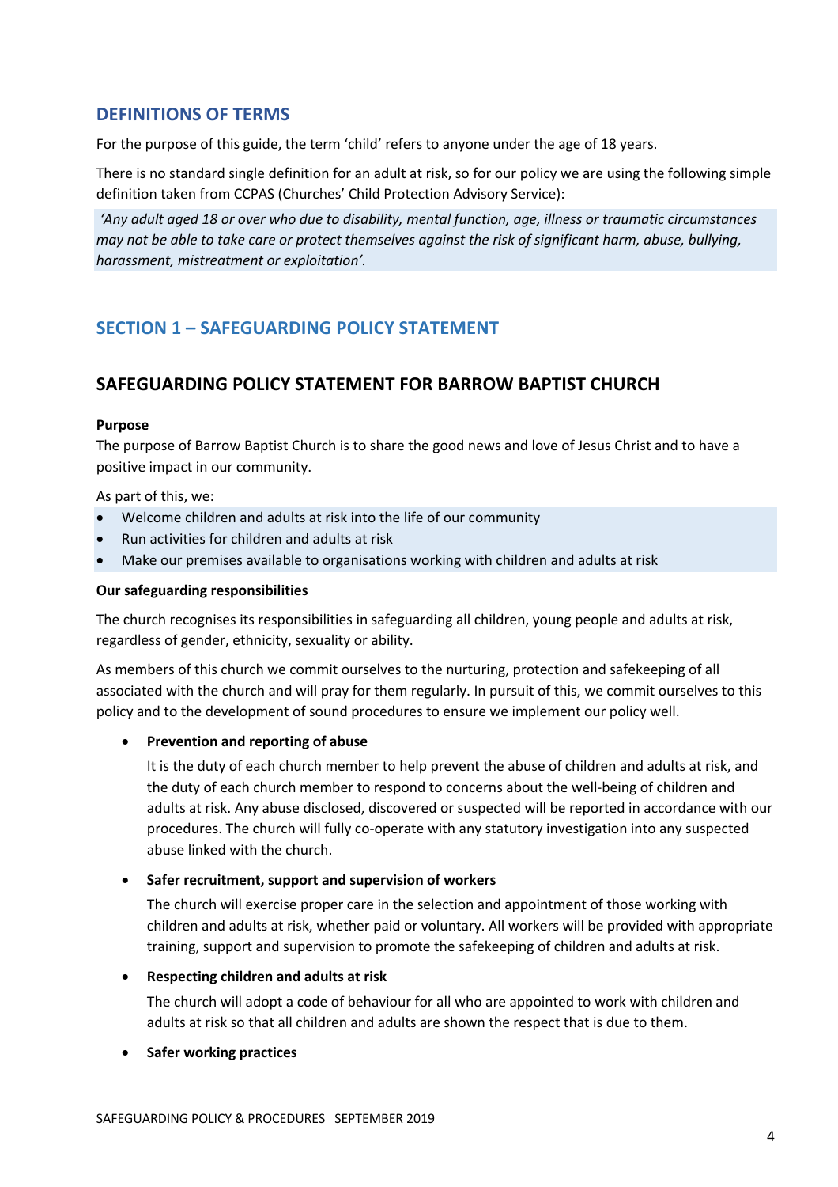## DEFINITIONS OF TERMS

For the purpose of this guide, the term 'child' refers to anyone under the age of 18 years.

There is no standard single definition for an adult at risk, so for our policy we are using the following simple definition taken from CCPAS (Churches' Child Protection Advisory Service):

*'Any adult aged 18 or over who due to disability, mental function, age, illness or traumatic circumstances may not be able to take care or protect themselves against the risk of significant harm, abuse, bullying, harassment, mistreatment or exploitation'.*

## SECTION 1 – SAFEGUARDING POLICY STATEMENT

## SAFEGUARDING POLICY STATEMENT FOR BARROW BAPTIST CHURCH

**Purpose**

The purpose of Barrow Baptist Church is to share the good news and love of Jesus Christ and to have a positive impact in our community.

As part of this, we:

- Welcome children and adults at risk into the life of our community
- Run activities for children and adults at risk
- Make our premises available to organisations working with children and adults at risk

**Our safeguarding responsibilities**

The church recognises its responsibilities in safeguarding all children, young people and adults at risk, regardless of gender, ethnicity, sexuality or ability.

As members of this church we commit ourselves to the nurturing, protection and safekeeping of all associated with the church and will pray for them regularly. In pursuit of this, we commit ourselves to this policy and to the development of sound procedures to ensure we implement our policy well.

- **Prevention and reporting of abuse**

  It is the duty of each church member to help prevent the abuse of children and adults at risk, and the duty of each church member to respond to concerns about the well-being of children and adults at risk. Any abuse disclosed, discovered or suspected will be reported in accordance with our procedures. The church will fully co-operate with any statutory investigation into any suspected abuse linked with the church.

- **Safer recruitment, support and supervision of workers**

  The church will exercise proper care in the selection and appointment of those working with children and adults at risk, whether paid or voluntary. All workers will be provided with appropriate training, support and supervision to promote the safekeeping of children and adults at risk.

- **Respecting children and adults at risk**

  The church will adopt a code of behaviour for all who are appointed to work with children and adults at risk so that all children and adults are shown the respect that is due to them.

- **Safer working practices**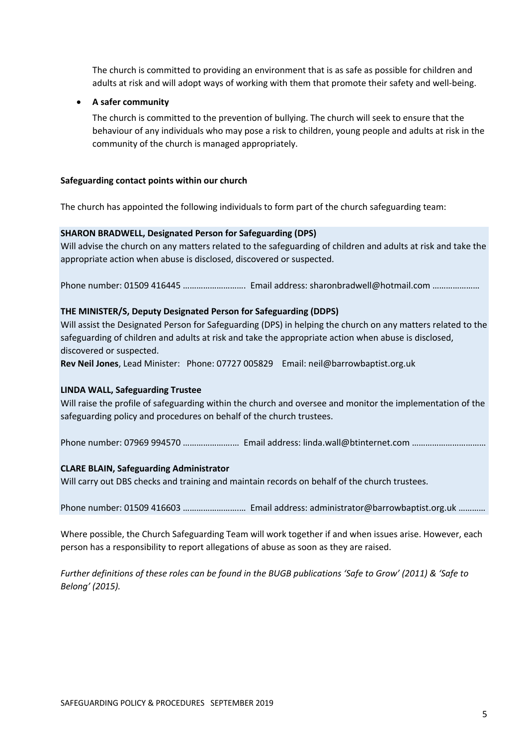The church is committed to providing an environment that is as safe as possible for children and adults at risk and will adopt ways of working with them that promote their safety and well-being.

- **A safer community**

  The church is committed to the prevention of bullying. The church will seek to ensure that the behaviour of any individuals who may pose a risk to children, young people and adults at risk in the community of the church is managed appropriately.

**Safeguarding contact points within our church**

The church has appointed the following individuals to form part of the church safeguarding team:

**SHARON BRADWELL, Designated Person for Safeguarding (DPS)**
Will advise the church on any matters related to the safeguarding of children and adults at risk and take the appropriate action when abuse is disclosed, discovered or suspected.

Phone number: 01509 416445 ………………………. Email address: sharonbradwell@hotmail.com …………………

**THE MINISTER/S, Deputy Designated Person for Safeguarding (DDPS)**
Will assist the Designated Person for Safeguarding (DPS) in helping the church on any matters related to the safeguarding of children and adults at risk and take the appropriate action when abuse is disclosed, discovered or suspected.
**Rev Neil Jones**, Lead Minister: Phone: 07727 005829 Email: neil@barrowbaptist.org.uk

**LINDA WALL, Safeguarding Trustee**
Will raise the profile of safeguarding within the church and oversee and monitor the implementation of the safeguarding policy and procedures on behalf of the church trustees.

Phone number: 07969 994570 …………………… Email address: linda.wall@btinternet.com ……………………………

**CLARE BLAIN, Safeguarding Administrator**
Will carry out DBS checks and training and maintain records on behalf of the church trustees.

Phone number: 01509 416603 ……………………… Email address: administrator@barrowbaptist.org.uk …………

Where possible, the Church Safeguarding Team will work together if and when issues arise. However, each person has a responsibility to report allegations of abuse as soon as they are raised.

*Further definitions of these roles can be found in the BUGB publications 'Safe to Grow' (2011) & 'Safe to Belong' (2015).*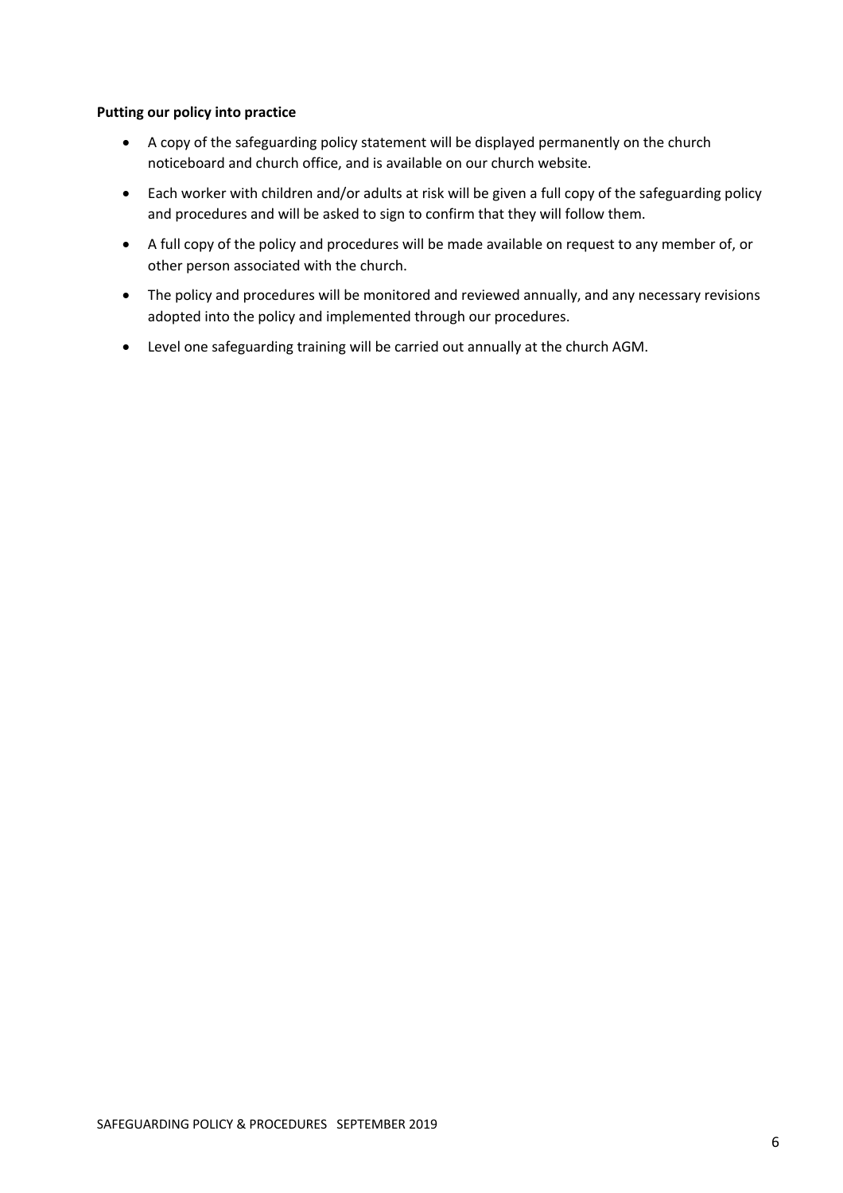**Putting our policy into practice**

- A copy of the safeguarding policy statement will be displayed permanently on the church noticeboard and church office, and is available on our church website.
- Each worker with children and/or adults at risk will be given a full copy of the safeguarding policy and procedures and will be asked to sign to confirm that they will follow them.
- A full copy of the policy and procedures will be made available on request to any member of, or other person associated with the church.
- The policy and procedures will be monitored and reviewed annually, and any necessary revisions adopted into the policy and implemented through our procedures.
- Level one safeguarding training will be carried out annually at the church AGM.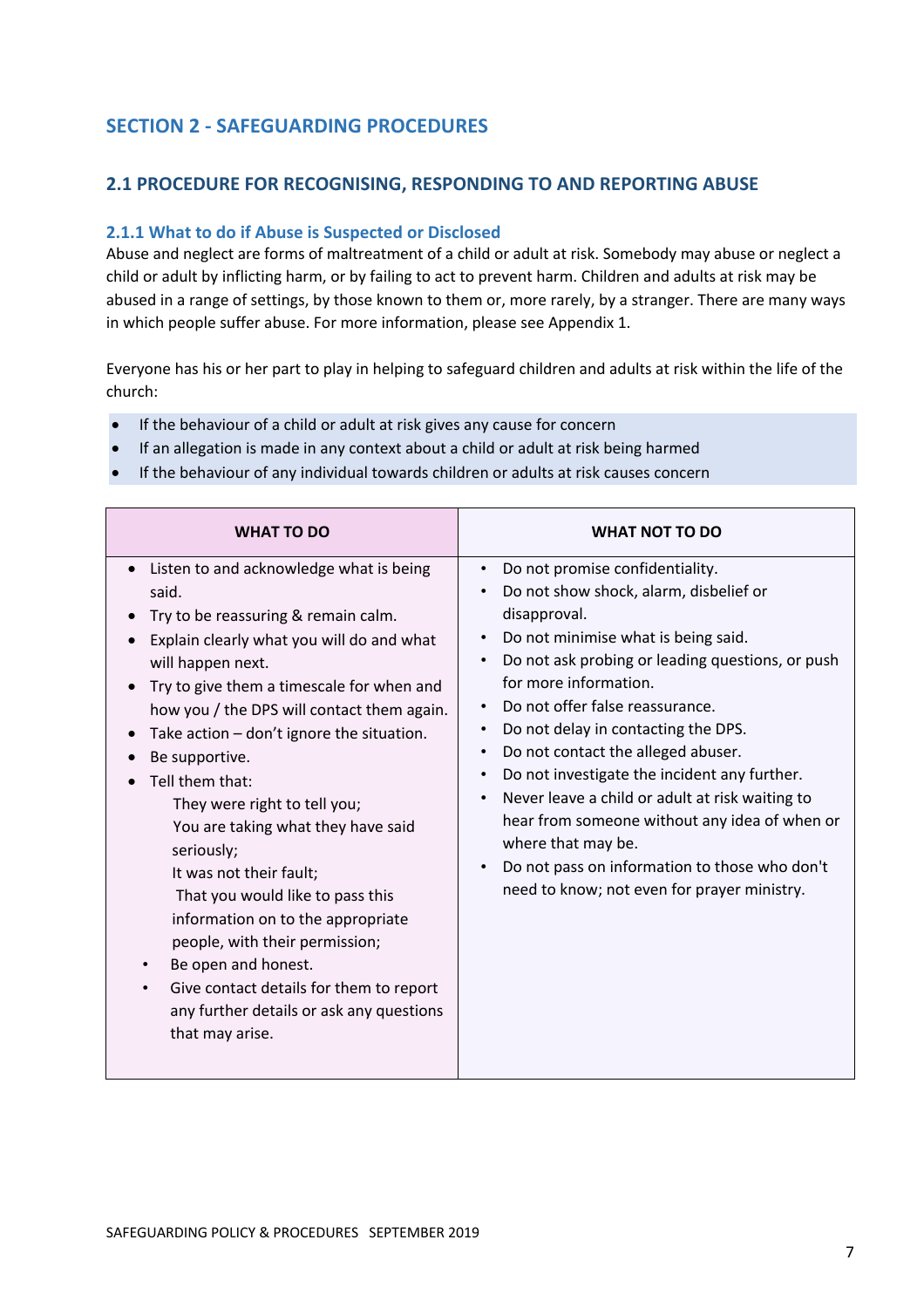## SECTION 2 - SAFEGUARDING PROCEDURES

### 2.1 PROCEDURE FOR RECOGNISING, RESPONDING TO AND REPORTING ABUSE

#### 2.1.1 What to do if Abuse is Suspected or Disclosed

Abuse and neglect are forms of maltreatment of a child or adult at risk. Somebody may abuse or neglect a child or adult by inflicting harm, or by failing to act to prevent harm. Children and adults at risk may be abused in a range of settings, by those known to them or, more rarely, by a stranger. There are many ways in which people suffer abuse. For more information, please see Appendix 1.

Everyone has his or her part to play in helping to safeguard children and adults at risk within the life of the church:

- If the behaviour of a child or adult at risk gives any cause for concern
- If an allegation is made in any context about a child or adult at risk being harmed
- If the behaviour of any individual towards children or adults at risk causes concern

| WHAT TO DO | WHAT NOT TO DO |
|---|---|
| • Listen to and acknowledge what is being said.<br>• Try to be reassuring & remain calm.<br>• Explain clearly what you will do and what will happen next.<br>• Try to give them a timescale for when and how you / the DPS will contact them again.<br>• Take action – don't ignore the situation.<br>• Be supportive.<br>• Tell them that:<br>They were right to tell you;<br>You are taking what they have said seriously;<br>It was not their fault;<br>That you would like to pass this information on to the appropriate people, with their permission;<br>• Be open and honest.<br>• Give contact details for them to report any further details or ask any questions that may arise. | • Do not promise confidentiality.<br>• Do not show shock, alarm, disbelief or disapproval.<br>• Do not minimise what is being said.<br>• Do not ask probing or leading questions, or push for more information.<br>• Do not offer false reassurance.<br>• Do not delay in contacting the DPS.<br>• Do not contact the alleged abuser.<br>• Do not investigate the incident any further.<br>• Never leave a child or adult at risk waiting to hear from someone without any idea of when or where that may be.<br>• Do not pass on information to those who don't need to know; not even for prayer ministry. |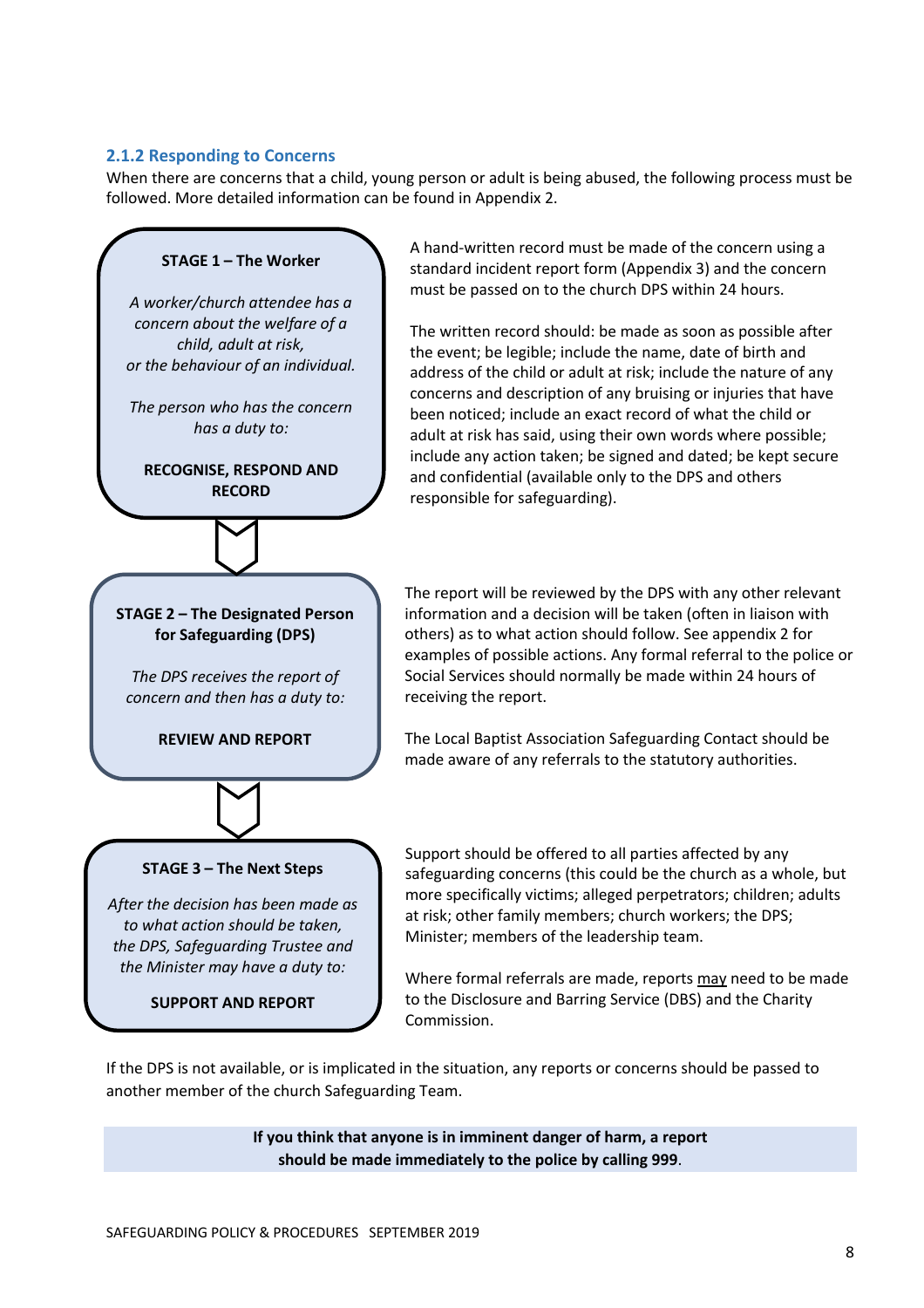### 2.1.2 Responding to Concerns

When there are concerns that a child, young person or adult is being abused, the following process must be followed. More detailed information can be found in Appendix 2.

**STAGE 1 – The Worker**

*A worker/church attendee has a concern about the welfare of a child, adult at risk, or the behaviour of an individual.*

*The person who has the concern has a duty to:*

**RECOGNISE, RESPOND AND RECORD**

A hand-written record must be made of the concern using a standard incident report form (Appendix 3) and the concern must be passed on to the church DPS within 24 hours.

The written record should: be made as soon as possible after the event; be legible; include the name, date of birth and address of the child or adult at risk; include the nature of any concerns and description of any bruising or injuries that have been noticed; include an exact record of what the child or adult at risk has said, using their own words where possible; include any action taken; be signed and dated; be kept secure and confidential (available only to the DPS and others responsible for safeguarding).

**STAGE 2 – The Designated Person for Safeguarding (DPS)**

*The DPS receives the report of concern and then has a duty to:*

**REVIEW AND REPORT**

The report will be reviewed by the DPS with any other relevant information and a decision will be taken (often in liaison with others) as to what action should follow. See appendix 2 for examples of possible actions. Any formal referral to the police or Social Services should normally be made within 24 hours of receiving the report.

The Local Baptist Association Safeguarding Contact should be made aware of any referrals to the statutory authorities.

**STAGE 3 – The Next Steps**

*After the decision has been made as to what action should be taken, the DPS, Safeguarding Trustee and the Minister may have a duty to:*

**SUPPORT AND REPORT**

Support should be offered to all parties affected by any safeguarding concerns (this could be the church as a whole, but more specifically victims; alleged perpetrators; children; adults at risk; other family members; church workers; the DPS; Minister; members of the leadership team.

Where formal referrals are made, reports may need to be made to the Disclosure and Barring Service (DBS) and the Charity Commission.

If the DPS is not available, or is implicated in the situation, any reports or concerns should be passed to another member of the church Safeguarding Team.

**If you think that anyone is in imminent danger of harm, a report should be made immediately to the police by calling 999**.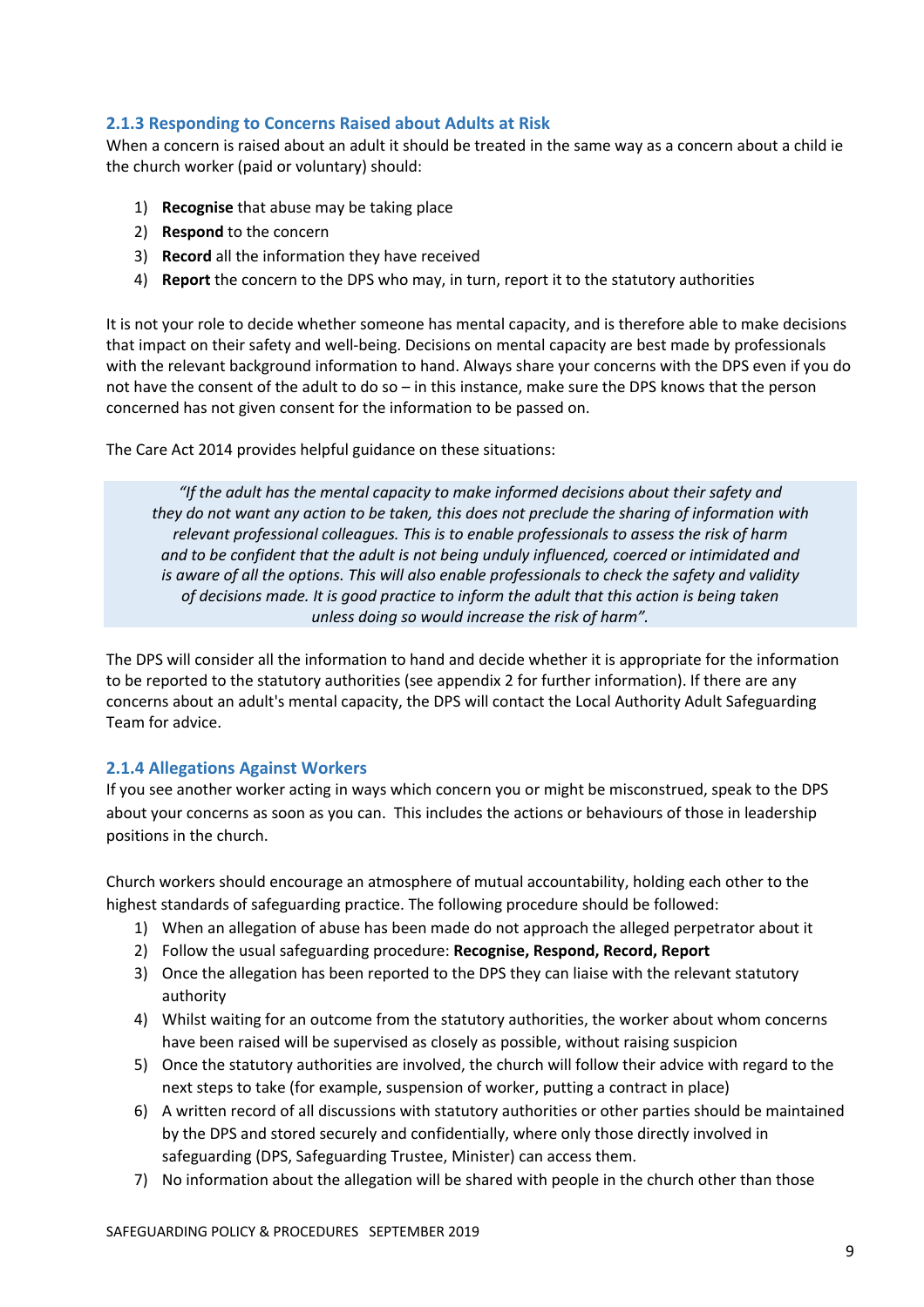### 2.1.3 Responding to Concerns Raised about Adults at Risk

When a concern is raised about an adult it should be treated in the same way as a concern about a child ie the church worker (paid or voluntary) should:

1) **Recognise** that abuse may be taking place
2) **Respond** to the concern
3) **Record** all the information they have received
4) **Report** the concern to the DPS who may, in turn, report it to the statutory authorities

It is not your role to decide whether someone has mental capacity, and is therefore able to make decisions that impact on their safety and well-being. Decisions on mental capacity are best made by professionals with the relevant background information to hand. Always share your concerns with the DPS even if you do not have the consent of the adult to do so – in this instance, make sure the DPS knows that the person concerned has not given consent for the information to be passed on.

The Care Act 2014 provides helpful guidance on these situations:

> *"If the adult has the mental capacity to make informed decisions about their safety and they do not want any action to be taken, this does not preclude the sharing of information with relevant professional colleagues. This is to enable professionals to assess the risk of harm and to be confident that the adult is not being unduly influenced, coerced or intimidated and is aware of all the options. This will also enable professionals to check the safety and validity of decisions made. It is good practice to inform the adult that this action is being taken unless doing so would increase the risk of harm".*

The DPS will consider all the information to hand and decide whether it is appropriate for the information to be reported to the statutory authorities (see appendix 2 for further information). If there are any concerns about an adult's mental capacity, the DPS will contact the Local Authority Adult Safeguarding Team for advice.

### 2.1.4 Allegations Against Workers

If you see another worker acting in ways which concern you or might be misconstrued, speak to the DPS about your concerns as soon as you can. This includes the actions or behaviours of those in leadership positions in the church.

Church workers should encourage an atmosphere of mutual accountability, holding each other to the highest standards of safeguarding practice. The following procedure should be followed:

1) When an allegation of abuse has been made do not approach the alleged perpetrator about it
2) Follow the usual safeguarding procedure: **Recognise, Respond, Record, Report**
3) Once the allegation has been reported to the DPS they can liaise with the relevant statutory authority
4) Whilst waiting for an outcome from the statutory authorities, the worker about whom concerns have been raised will be supervised as closely as possible, without raising suspicion
5) Once the statutory authorities are involved, the church will follow their advice with regard to the next steps to take (for example, suspension of worker, putting a contract in place)
6) A written record of all discussions with statutory authorities or other parties should be maintained by the DPS and stored securely and confidentially, where only those directly involved in safeguarding (DPS, Safeguarding Trustee, Minister) can access them.
7) No information about the allegation will be shared with people in the church other than those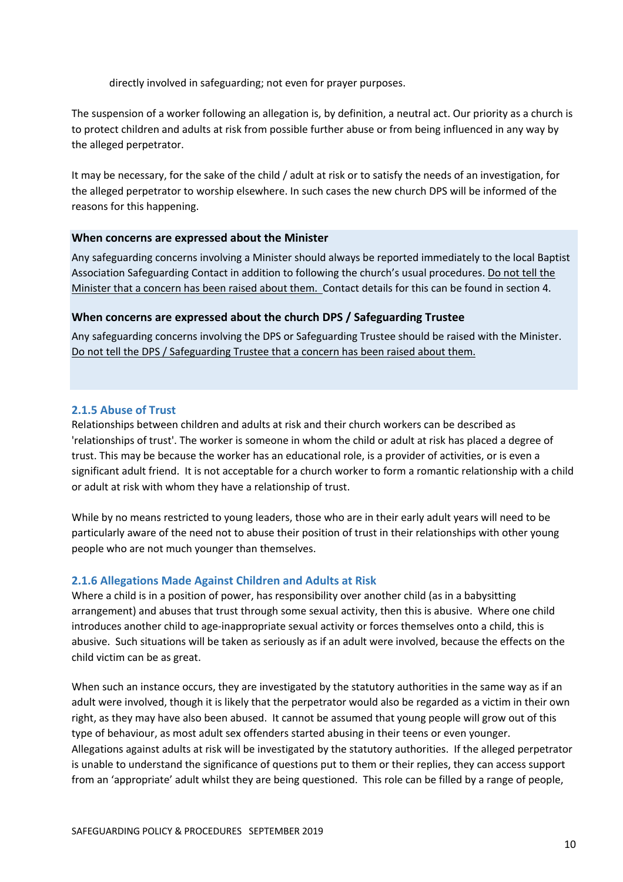directly involved in safeguarding; not even for prayer purposes.

The suspension of a worker following an allegation is, by definition, a neutral act. Our priority as a church is to protect children and adults at risk from possible further abuse or from being influenced in any way by the alleged perpetrator.

It may be necessary, for the sake of the child / adult at risk or to satisfy the needs of an investigation, for the alleged perpetrator to worship elsewhere. In such cases the new church DPS will be informed of the reasons for this happening.

**When concerns are expressed about the Minister**

Any safeguarding concerns involving a Minister should always be reported immediately to the local Baptist Association Safeguarding Contact in addition to following the church's usual procedures. <u>Do not tell the Minister that a concern has been raised about them.</u> Contact details for this can be found in section 4.

**When concerns are expressed about the church DPS / Safeguarding Trustee**

Any safeguarding concerns involving the DPS or Safeguarding Trustee should be raised with the Minister. <u>Do not tell the DPS / Safeguarding Trustee that a concern has been raised about them.</u>

### 2.1.5 Abuse of Trust

Relationships between children and adults at risk and their church workers can be described as 'relationships of trust'. The worker is someone in whom the child or adult at risk has placed a degree of trust. This may be because the worker has an educational role, is a provider of activities, or is even a significant adult friend. It is not acceptable for a church worker to form a romantic relationship with a child or adult at risk with whom they have a relationship of trust.

While by no means restricted to young leaders, those who are in their early adult years will need to be particularly aware of the need not to abuse their position of trust in their relationships with other young people who are not much younger than themselves.

### 2.1.6 Allegations Made Against Children and Adults at Risk

Where a child is in a position of power, has responsibility over another child (as in a babysitting arrangement) and abuses that trust through some sexual activity, then this is abusive. Where one child introduces another child to age-inappropriate sexual activity or forces themselves onto a child, this is abusive. Such situations will be taken as seriously as if an adult were involved, because the effects on the child victim can be as great.

When such an instance occurs, they are investigated by the statutory authorities in the same way as if an adult were involved, though it is likely that the perpetrator would also be regarded as a victim in their own right, as they may have also been abused. It cannot be assumed that young people will grow out of this type of behaviour, as most adult sex offenders started abusing in their teens or even younger.
Allegations against adults at risk will be investigated by the statutory authorities. If the alleged perpetrator is unable to understand the significance of questions put to them or their replies, they can access support from an 'appropriate' adult whilst they are being questioned. This role can be filled by a range of people,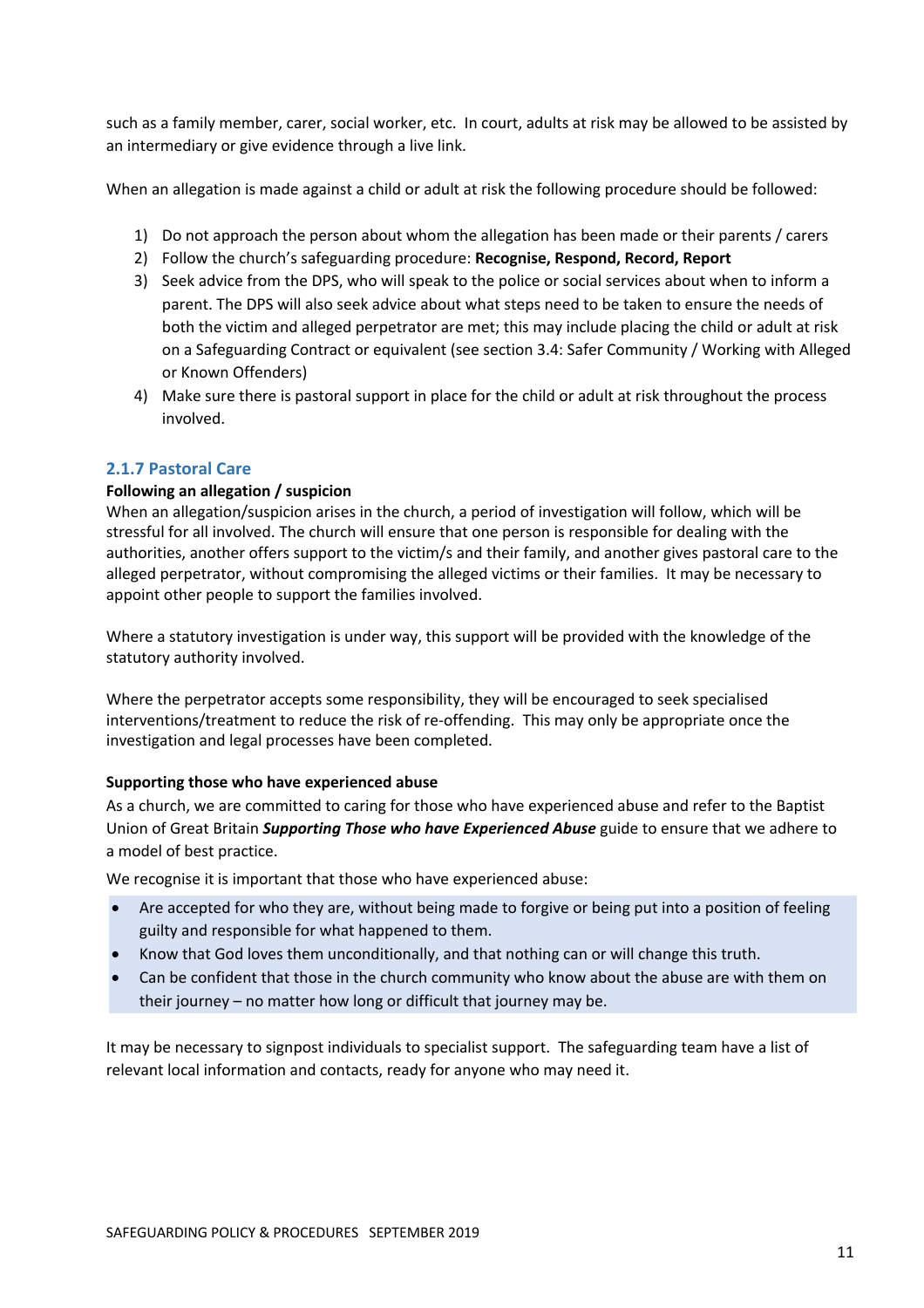such as a family member, carer, social worker, etc. In court, adults at risk may be allowed to be assisted by an intermediary or give evidence through a live link.

When an allegation is made against a child or adult at risk the following procedure should be followed:

1) Do not approach the person about whom the allegation has been made or their parents / carers
2) Follow the church's safeguarding procedure: **Recognise, Respond, Record, Report**
3) Seek advice from the DPS, who will speak to the police or social services about when to inform a parent. The DPS will also seek advice about what steps need to be taken to ensure the needs of both the victim and alleged perpetrator are met; this may include placing the child or adult at risk on a Safeguarding Contract or equivalent (see section 3.4: Safer Community / Working with Alleged or Known Offenders)
4) Make sure there is pastoral support in place for the child or adult at risk throughout the process involved.

### 2.1.7 Pastoral Care

**Following an allegation / suspicion**

When an allegation/suspicion arises in the church, a period of investigation will follow, which will be stressful for all involved. The church will ensure that one person is responsible for dealing with the authorities, another offers support to the victim/s and their family, and another gives pastoral care to the alleged perpetrator, without compromising the alleged victims or their families. It may be necessary to appoint other people to support the families involved.

Where a statutory investigation is under way, this support will be provided with the knowledge of the statutory authority involved.

Where the perpetrator accepts some responsibility, they will be encouraged to seek specialised interventions/treatment to reduce the risk of re-offending. This may only be appropriate once the investigation and legal processes have been completed.

**Supporting those who have experienced abuse**

As a church, we are committed to caring for those who have experienced abuse and refer to the Baptist Union of Great Britain ***Supporting Those who have Experienced Abuse*** guide to ensure that we adhere to a model of best practice.

We recognise it is important that those who have experienced abuse:

- Are accepted for who they are, without being made to forgive or being put into a position of feeling guilty and responsible for what happened to them.
- Know that God loves them unconditionally, and that nothing can or will change this truth.
- Can be confident that those in the church community who know about the abuse are with them on their journey – no matter how long or difficult that journey may be.

It may be necessary to signpost individuals to specialist support. The safeguarding team have a list of relevant local information and contacts, ready for anyone who may need it.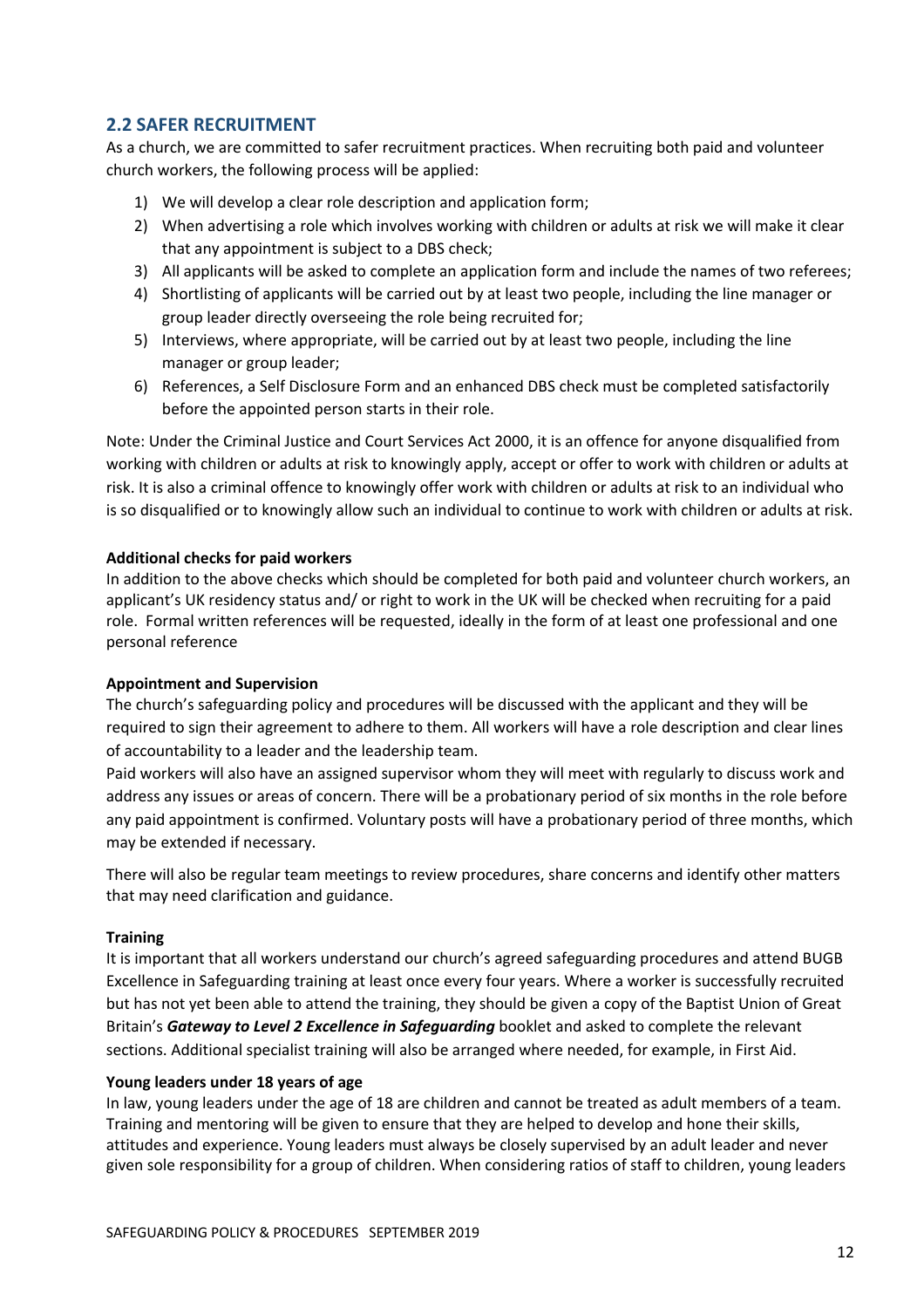## 2.2 SAFER RECRUITMENT

As a church, we are committed to safer recruitment practices. When recruiting both paid and volunteer church workers, the following process will be applied:

1) We will develop a clear role description and application form;
2) When advertising a role which involves working with children or adults at risk we will make it clear that any appointment is subject to a DBS check;
3) All applicants will be asked to complete an application form and include the names of two referees;
4) Shortlisting of applicants will be carried out by at least two people, including the line manager or group leader directly overseeing the role being recruited for;
5) Interviews, where appropriate, will be carried out by at least two people, including the line manager or group leader;
6) References, a Self Disclosure Form and an enhanced DBS check must be completed satisfactorily before the appointed person starts in their role.

Note: Under the Criminal Justice and Court Services Act 2000, it is an offence for anyone disqualified from working with children or adults at risk to knowingly apply, accept or offer to work with children or adults at risk. It is also a criminal offence to knowingly offer work with children or adults at risk to an individual who is so disqualified or to knowingly allow such an individual to continue to work with children or adults at risk.

**Additional checks for paid workers**

In addition to the above checks which should be completed for both paid and volunteer church workers, an applicant's UK residency status and/ or right to work in the UK will be checked when recruiting for a paid role. Formal written references will be requested, ideally in the form of at least one professional and one personal reference

**Appointment and Supervision**

The church's safeguarding policy and procedures will be discussed with the applicant and they will be required to sign their agreement to adhere to them. All workers will have a role description and clear lines of accountability to a leader and the leadership team.

Paid workers will also have an assigned supervisor whom they will meet with regularly to discuss work and address any issues or areas of concern. There will be a probationary period of six months in the role before any paid appointment is confirmed. Voluntary posts will have a probationary period of three months, which may be extended if necessary.

There will also be regular team meetings to review procedures, share concerns and identify other matters that may need clarification and guidance.

**Training**

It is important that all workers understand our church's agreed safeguarding procedures and attend BUGB Excellence in Safeguarding training at least once every four years. Where a worker is successfully recruited but has not yet been able to attend the training, they should be given a copy of the Baptist Union of Great Britain's ***Gateway to Level 2 Excellence in Safeguarding*** booklet and asked to complete the relevant sections. Additional specialist training will also be arranged where needed, for example, in First Aid.

**Young leaders under 18 years of age**

In law, young leaders under the age of 18 are children and cannot be treated as adult members of a team. Training and mentoring will be given to ensure that they are helped to develop and hone their skills, attitudes and experience. Young leaders must always be closely supervised by an adult leader and never given sole responsibility for a group of children. When considering ratios of staff to children, young leaders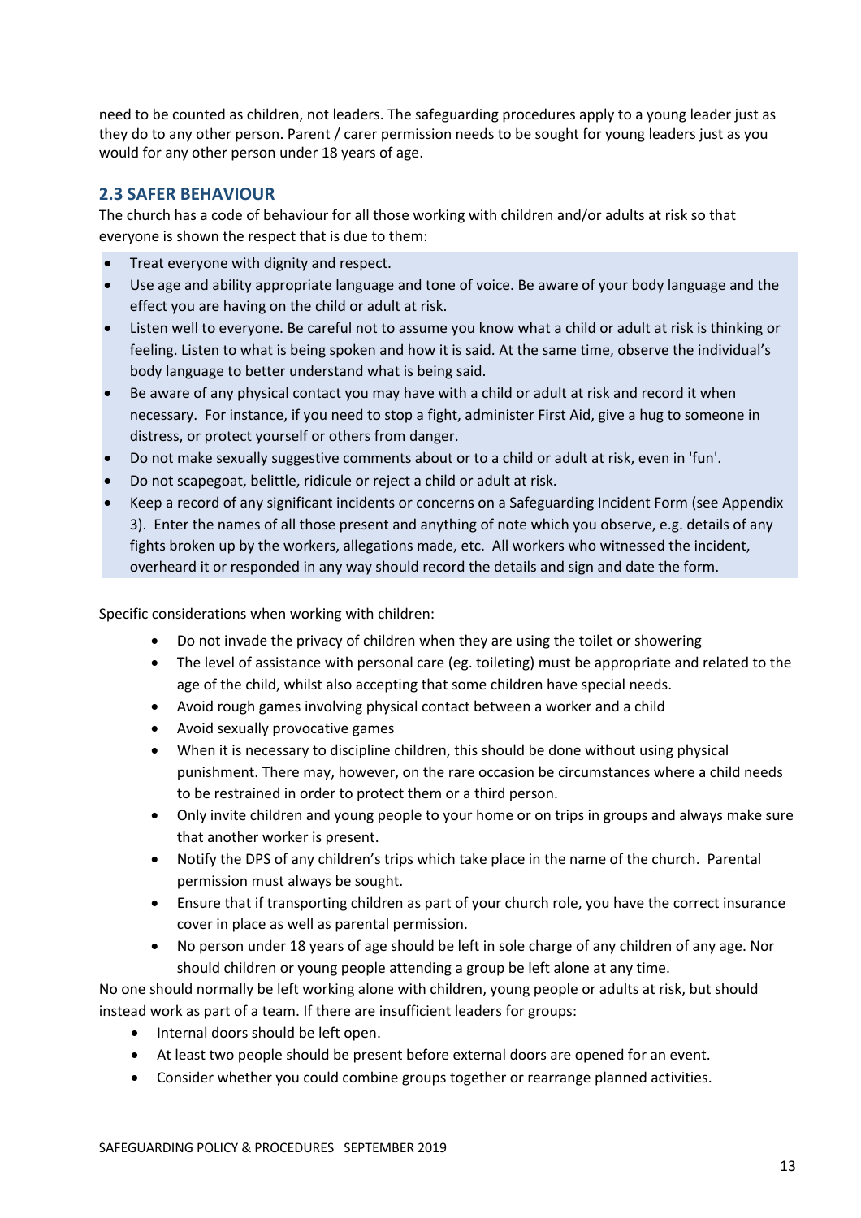need to be counted as children, not leaders. The safeguarding procedures apply to a young leader just as they do to any other person. Parent / carer permission needs to be sought for young leaders just as you would for any other person under 18 years of age.

## 2.3 SAFER BEHAVIOUR

The church has a code of behaviour for all those working with children and/or adults at risk so that everyone is shown the respect that is due to them:

- Treat everyone with dignity and respect.
- Use age and ability appropriate language and tone of voice. Be aware of your body language and the effect you are having on the child or adult at risk.
- Listen well to everyone. Be careful not to assume you know what a child or adult at risk is thinking or feeling. Listen to what is being spoken and how it is said. At the same time, observe the individual's body language to better understand what is being said.
- Be aware of any physical contact you may have with a child or adult at risk and record it when necessary. For instance, if you need to stop a fight, administer First Aid, give a hug to someone in distress, or protect yourself or others from danger.
- Do not make sexually suggestive comments about or to a child or adult at risk, even in 'fun'.
- Do not scapegoat, belittle, ridicule or reject a child or adult at risk.
- Keep a record of any significant incidents or concerns on a Safeguarding Incident Form (see Appendix 3). Enter the names of all those present and anything of note which you observe, e.g. details of any fights broken up by the workers, allegations made, etc. All workers who witnessed the incident, overheard it or responded in any way should record the details and sign and date the form.

Specific considerations when working with children:

- Do not invade the privacy of children when they are using the toilet or showering
- The level of assistance with personal care (eg. toileting) must be appropriate and related to the age of the child, whilst also accepting that some children have special needs.
- Avoid rough games involving physical contact between a worker and a child
- Avoid sexually provocative games
- When it is necessary to discipline children, this should be done without using physical punishment. There may, however, on the rare occasion be circumstances where a child needs to be restrained in order to protect them or a third person.
- Only invite children and young people to your home or on trips in groups and always make sure that another worker is present.
- Notify the DPS of any children's trips which take place in the name of the church. Parental permission must always be sought.
- Ensure that if transporting children as part of your church role, you have the correct insurance cover in place as well as parental permission.
- No person under 18 years of age should be left in sole charge of any children of any age. Nor should children or young people attending a group be left alone at any time.

No one should normally be left working alone with children, young people or adults at risk, but should instead work as part of a team. If there are insufficient leaders for groups:

- Internal doors should be left open.
- At least two people should be present before external doors are opened for an event.
- Consider whether you could combine groups together or rearrange planned activities.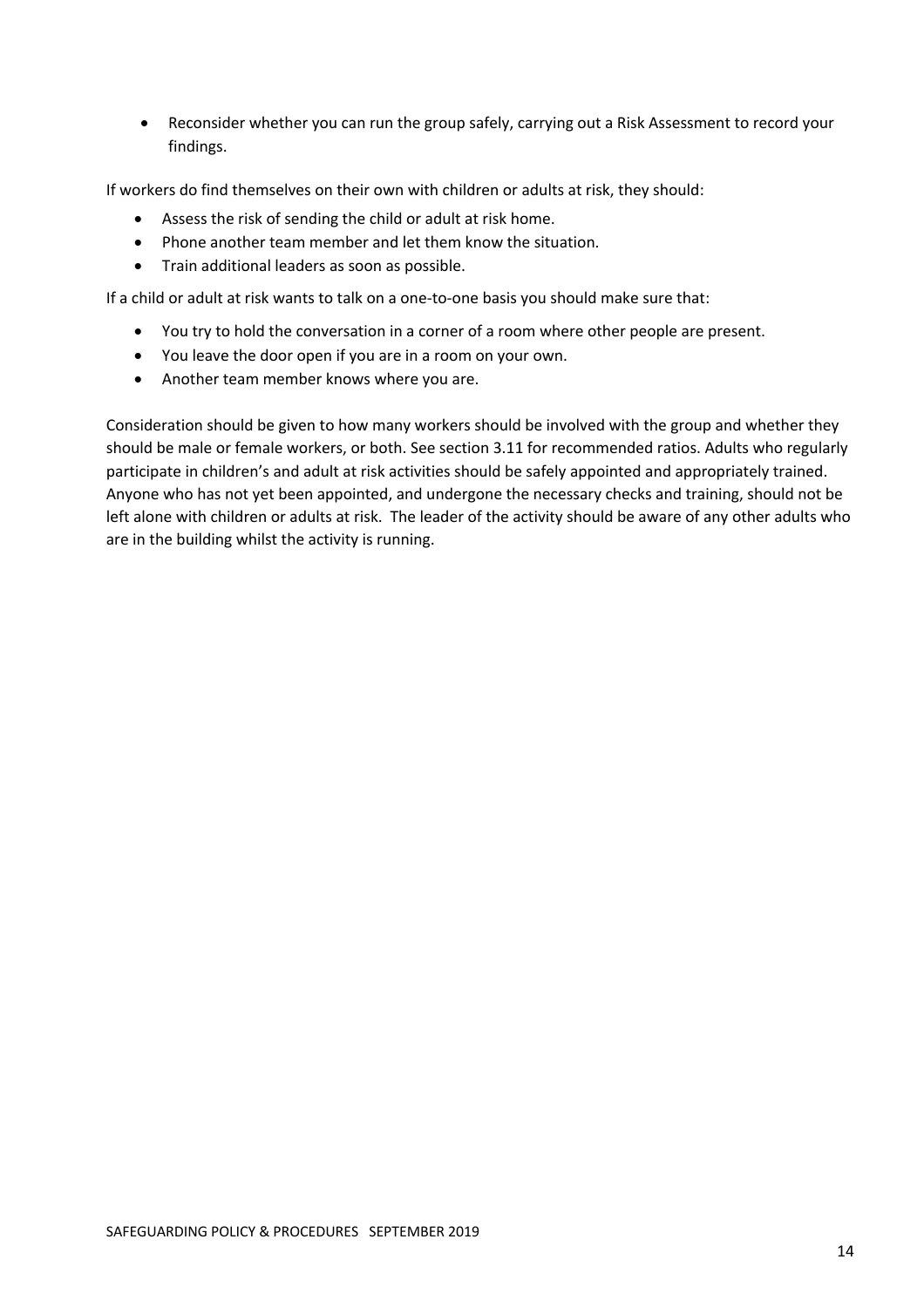- Reconsider whether you can run the group safely, carrying out a Risk Assessment to record your findings.

If workers do find themselves on their own with children or adults at risk, they should:

- Assess the risk of sending the child or adult at risk home.
- Phone another team member and let them know the situation.
- Train additional leaders as soon as possible.

If a child or adult at risk wants to talk on a one-to-one basis you should make sure that:

- You try to hold the conversation in a corner of a room where other people are present.
- You leave the door open if you are in a room on your own.
- Another team member knows where you are.

Consideration should be given to how many workers should be involved with the group and whether they should be male or female workers, or both. See section 3.11 for recommended ratios. Adults who regularly participate in children's and adult at risk activities should be safely appointed and appropriately trained. Anyone who has not yet been appointed, and undergone the necessary checks and training, should not be left alone with children or adults at risk. The leader of the activity should be aware of any other adults who are in the building whilst the activity is running.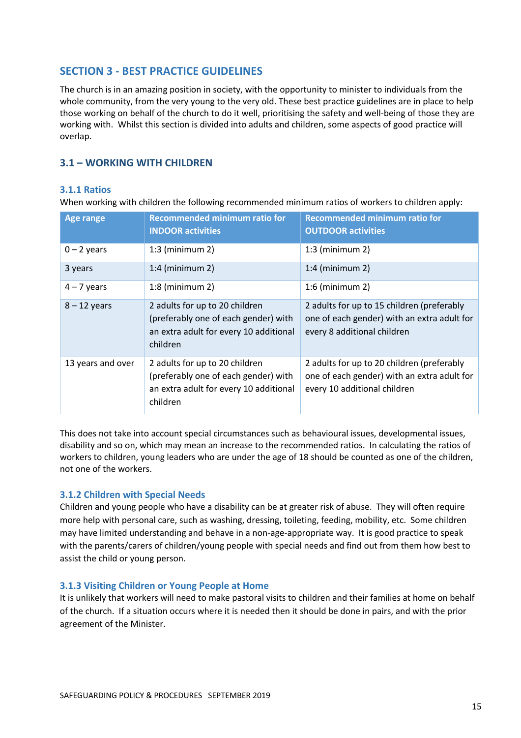## SECTION 3 - BEST PRACTICE GUIDELINES

The church is in an amazing position in society, with the opportunity to minister to individuals from the whole community, from the very young to the very old. These best practice guidelines are in place to help those working on behalf of the church to do it well, prioritising the safety and well-being of those they are working with. Whilst this section is divided into adults and children, some aspects of good practice will overlap.

### 3.1 – WORKING WITH CHILDREN

#### 3.1.1 Ratios

When working with children the following recommended minimum ratios of workers to children apply:

| Age range | Recommended minimum ratio for INDOOR activities | Recommended minimum ratio for OUTDOOR activities |
|---|---|---|
| 0 – 2 years | 1:3 (minimum 2) | 1:3 (minimum 2) |
| 3 years | 1:4 (minimum 2) | 1:4 (minimum 2) |
| 4 – 7 years | 1:8 (minimum 2) | 1:6 (minimum 2) |
| 8 – 12 years | 2 adults for up to 20 children (preferably one of each gender) with an extra adult for every 10 additional children | 2 adults for up to 15 children (preferably one of each gender) with an extra adult for every 8 additional children |
| 13 years and over | 2 adults for up to 20 children (preferably one of each gender) with an extra adult for every 10 additional children | 2 adults for up to 20 children (preferably one of each gender) with an extra adult for every 10 additional children |

This does not take into account special circumstances such as behavioural issues, developmental issues, disability and so on, which may mean an increase to the recommended ratios. In calculating the ratios of workers to children, young leaders who are under the age of 18 should be counted as one of the children, not one of the workers.

#### 3.1.2 Children with Special Needs

Children and young people who have a disability can be at greater risk of abuse. They will often require more help with personal care, such as washing, dressing, toileting, feeding, mobility, etc. Some children may have limited understanding and behave in a non-age-appropriate way. It is good practice to speak with the parents/carers of children/young people with special needs and find out from them how best to assist the child or young person.

#### 3.1.3 Visiting Children or Young People at Home

It is unlikely that workers will need to make pastoral visits to children and their families at home on behalf of the church. If a situation occurs where it is needed then it should be done in pairs, and with the prior agreement of the Minister.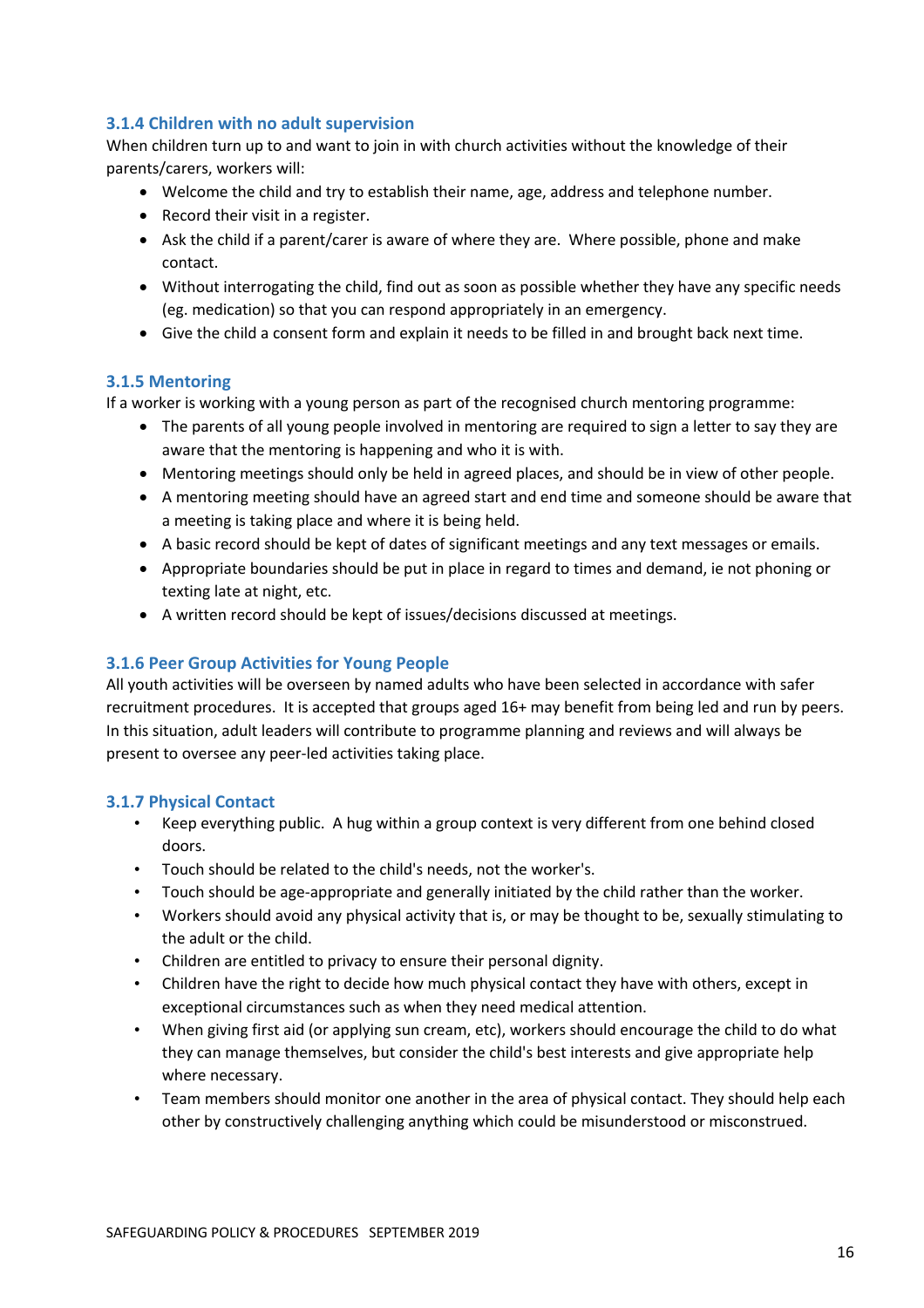### 3.1.4 Children with no adult supervision

When children turn up to and want to join in with church activities without the knowledge of their parents/carers, workers will:

- Welcome the child and try to establish their name, age, address and telephone number.
- Record their visit in a register.
- Ask the child if a parent/carer is aware of where they are. Where possible, phone and make contact.
- Without interrogating the child, find out as soon as possible whether they have any specific needs (eg. medication) so that you can respond appropriately in an emergency.
- Give the child a consent form and explain it needs to be filled in and brought back next time.

### 3.1.5 Mentoring

If a worker is working with a young person as part of the recognised church mentoring programme:

- The parents of all young people involved in mentoring are required to sign a letter to say they are aware that the mentoring is happening and who it is with.
- Mentoring meetings should only be held in agreed places, and should be in view of other people.
- A mentoring meeting should have an agreed start and end time and someone should be aware that a meeting is taking place and where it is being held.
- A basic record should be kept of dates of significant meetings and any text messages or emails.
- Appropriate boundaries should be put in place in regard to times and demand, ie not phoning or texting late at night, etc.
- A written record should be kept of issues/decisions discussed at meetings.

### 3.1.6 Peer Group Activities for Young People

All youth activities will be overseen by named adults who have been selected in accordance with safer recruitment procedures. It is accepted that groups aged 16+ may benefit from being led and run by peers. In this situation, adult leaders will contribute to programme planning and reviews and will always be present to oversee any peer-led activities taking place.

### 3.1.7 Physical Contact

- Keep everything public. A hug within a group context is very different from one behind closed doors.
- Touch should be related to the child's needs, not the worker's.
- Touch should be age-appropriate and generally initiated by the child rather than the worker.
- Workers should avoid any physical activity that is, or may be thought to be, sexually stimulating to the adult or the child.
- Children are entitled to privacy to ensure their personal dignity.
- Children have the right to decide how much physical contact they have with others, except in exceptional circumstances such as when they need medical attention.
- When giving first aid (or applying sun cream, etc), workers should encourage the child to do what they can manage themselves, but consider the child's best interests and give appropriate help where necessary.
- Team members should monitor one another in the area of physical contact. They should help each other by constructively challenging anything which could be misunderstood or misconstrued.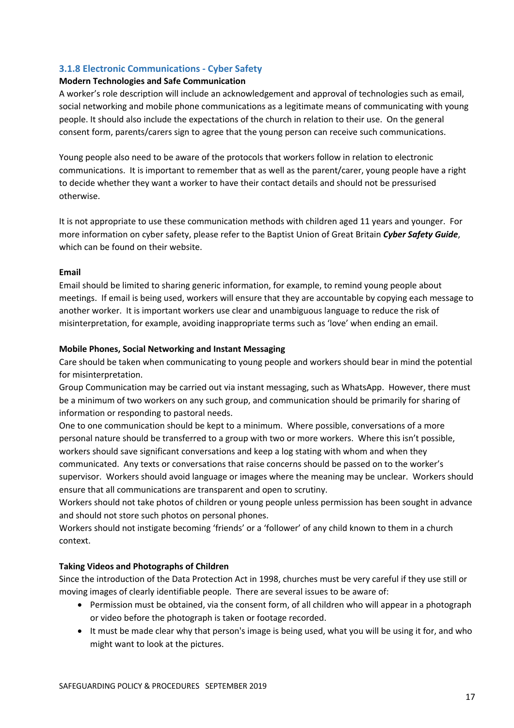### 3.1.8 Electronic Communications - Cyber Safety

**Modern Technologies and Safe Communication**

A worker's role description will include an acknowledgement and approval of technologies such as email, social networking and mobile phone communications as a legitimate means of communicating with young people. It should also include the expectations of the church in relation to their use. On the general consent form, parents/carers sign to agree that the young person can receive such communications.

Young people also need to be aware of the protocols that workers follow in relation to electronic communications. It is important to remember that as well as the parent/carer, young people have a right to decide whether they want a worker to have their contact details and should not be pressurised otherwise.

It is not appropriate to use these communication methods with children aged 11 years and younger. For more information on cyber safety, please refer to the Baptist Union of Great Britain ***Cyber Safety Guide***, which can be found on their website.

**Email**

Email should be limited to sharing generic information, for example, to remind young people about meetings. If email is being used, workers will ensure that they are accountable by copying each message to another worker. It is important workers use clear and unambiguous language to reduce the risk of misinterpretation, for example, avoiding inappropriate terms such as 'love' when ending an email.

**Mobile Phones, Social Networking and Instant Messaging**

Care should be taken when communicating to young people and workers should bear in mind the potential for misinterpretation.

Group Communication may be carried out via instant messaging, such as WhatsApp. However, there must be a minimum of two workers on any such group, and communication should be primarily for sharing of information or responding to pastoral needs.

One to one communication should be kept to a minimum. Where possible, conversations of a more personal nature should be transferred to a group with two or more workers. Where this isn't possible, workers should save significant conversations and keep a log stating with whom and when they communicated. Any texts or conversations that raise concerns should be passed on to the worker's supervisor. Workers should avoid language or images where the meaning may be unclear. Workers should ensure that all communications are transparent and open to scrutiny.

Workers should not take photos of children or young people unless permission has been sought in advance and should not store such photos on personal phones.

Workers should not instigate becoming 'friends' or a 'follower' of any child known to them in a church context.

**Taking Videos and Photographs of Children**

Since the introduction of the Data Protection Act in 1998, churches must be very careful if they use still or moving images of clearly identifiable people. There are several issues to be aware of:

- Permission must be obtained, via the consent form, of all children who will appear in a photograph or video before the photograph is taken or footage recorded.
- It must be made clear why that person's image is being used, what you will be using it for, and who might want to look at the pictures.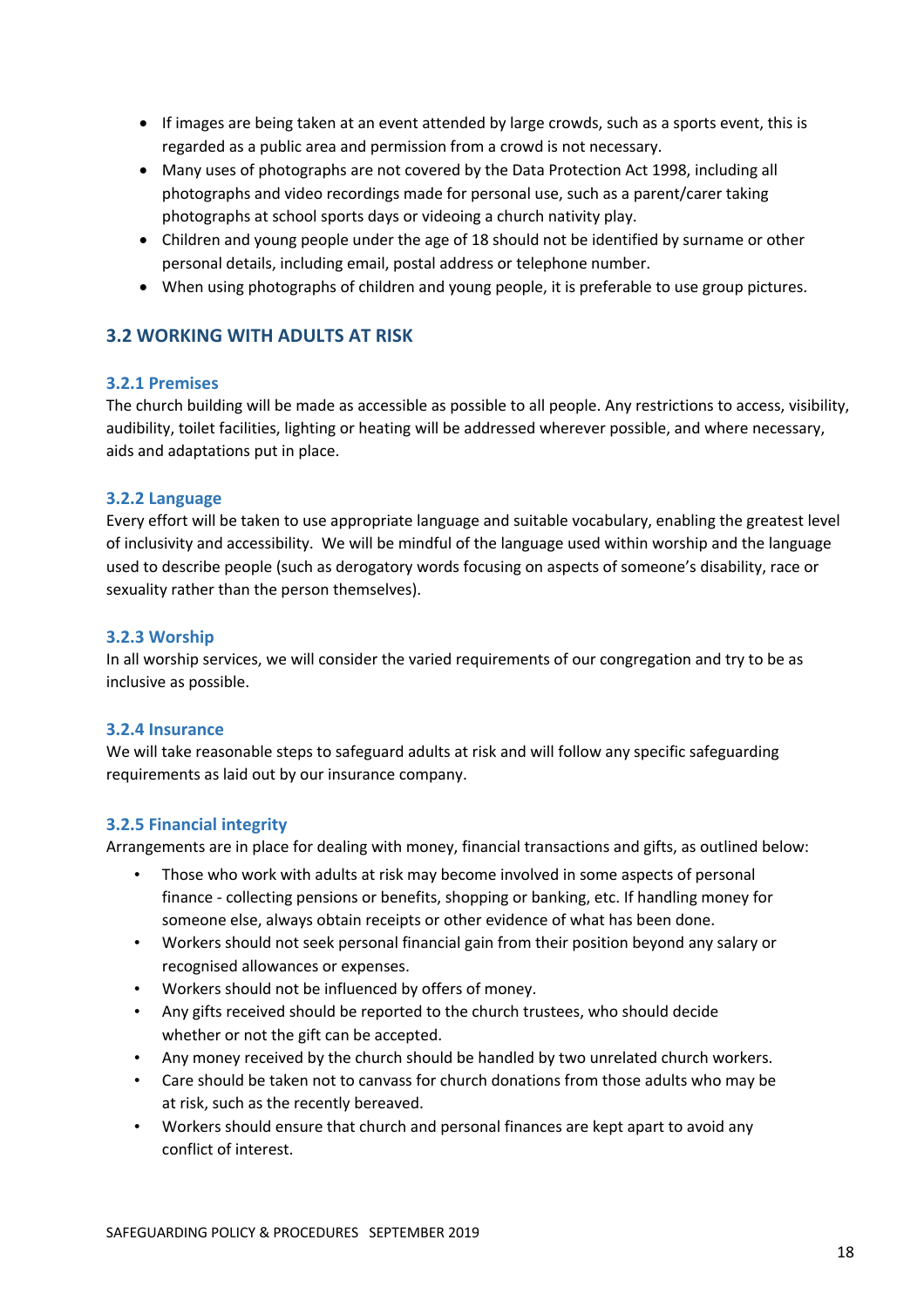- If images are being taken at an event attended by large crowds, such as a sports event, this is regarded as a public area and permission from a crowd is not necessary.
- Many uses of photographs are not covered by the Data Protection Act 1998, including all photographs and video recordings made for personal use, such as a parent/carer taking photographs at school sports days or videoing a church nativity play.
- Children and young people under the age of 18 should not be identified by surname or other personal details, including email, postal address or telephone number.
- When using photographs of children and young people, it is preferable to use group pictures.

## 3.2 WORKING WITH ADULTS AT RISK

### 3.2.1 Premises

The church building will be made as accessible as possible to all people. Any restrictions to access, visibility, audibility, toilet facilities, lighting or heating will be addressed wherever possible, and where necessary, aids and adaptations put in place.

### 3.2.2 Language

Every effort will be taken to use appropriate language and suitable vocabulary, enabling the greatest level of inclusivity and accessibility. We will be mindful of the language used within worship and the language used to describe people (such as derogatory words focusing on aspects of someone's disability, race or sexuality rather than the person themselves).

### 3.2.3 Worship

In all worship services, we will consider the varied requirements of our congregation and try to be as inclusive as possible.

### 3.2.4 Insurance

We will take reasonable steps to safeguard adults at risk and will follow any specific safeguarding requirements as laid out by our insurance company.

### 3.2.5 Financial integrity

Arrangements are in place for dealing with money, financial transactions and gifts, as outlined below:

- Those who work with adults at risk may become involved in some aspects of personal finance - collecting pensions or benefits, shopping or banking, etc. If handling money for someone else, always obtain receipts or other evidence of what has been done.
- Workers should not seek personal financial gain from their position beyond any salary or recognised allowances or expenses.
- Workers should not be influenced by offers of money.
- Any gifts received should be reported to the church trustees, who should decide whether or not the gift can be accepted.
- Any money received by the church should be handled by two unrelated church workers.
- Care should be taken not to canvass for church donations from those adults who may be at risk, such as the recently bereaved.
- Workers should ensure that church and personal finances are kept apart to avoid any conflict of interest.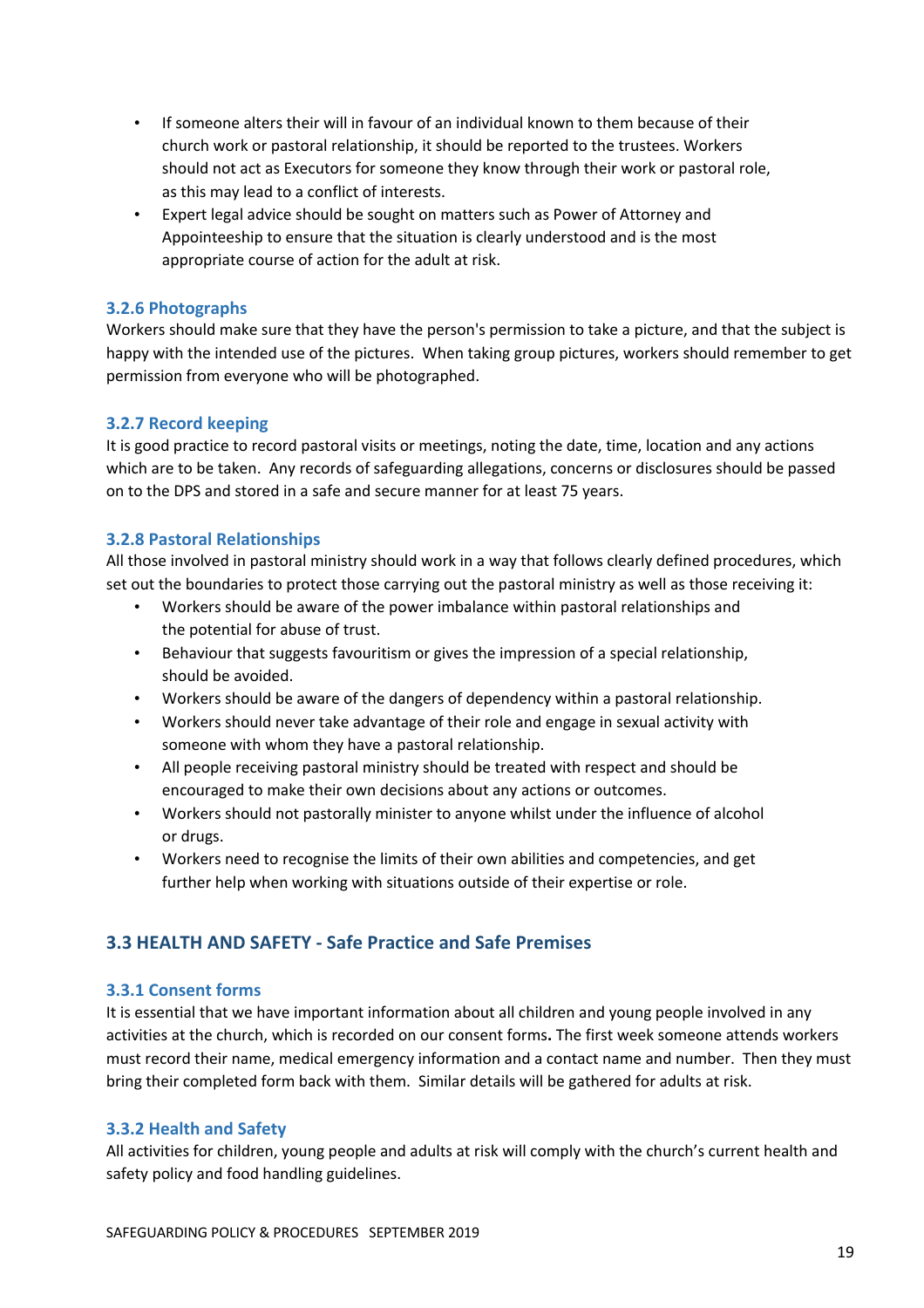- If someone alters their will in favour of an individual known to them because of their church work or pastoral relationship, it should be reported to the trustees. Workers should not act as Executors for someone they know through their work or pastoral role, as this may lead to a conflict of interests.
- Expert legal advice should be sought on matters such as Power of Attorney and Appointeeship to ensure that the situation is clearly understood and is the most appropriate course of action for the adult at risk.

### 3.2.6 Photographs

Workers should make sure that they have the person's permission to take a picture, and that the subject is happy with the intended use of the pictures. When taking group pictures, workers should remember to get permission from everyone who will be photographed.

### 3.2.7 Record keeping

It is good practice to record pastoral visits or meetings, noting the date, time, location and any actions which are to be taken. Any records of safeguarding allegations, concerns or disclosures should be passed on to the DPS and stored in a safe and secure manner for at least 75 years.

### 3.2.8 Pastoral Relationships

All those involved in pastoral ministry should work in a way that follows clearly defined procedures, which set out the boundaries to protect those carrying out the pastoral ministry as well as those receiving it:

- Workers should be aware of the power imbalance within pastoral relationships and the potential for abuse of trust.
- Behaviour that suggests favouritism or gives the impression of a special relationship, should be avoided.
- Workers should be aware of the dangers of dependency within a pastoral relationship.
- Workers should never take advantage of their role and engage in sexual activity with someone with whom they have a pastoral relationship.
- All people receiving pastoral ministry should be treated with respect and should be encouraged to make their own decisions about any actions or outcomes.
- Workers should not pastorally minister to anyone whilst under the influence of alcohol or drugs.
- Workers need to recognise the limits of their own abilities and competencies, and get further help when working with situations outside of their expertise or role.

## 3.3 HEALTH AND SAFETY - Safe Practice and Safe Premises

### 3.3.1 Consent forms

It is essential that we have important information about all children and young people involved in any activities at the church, which is recorded on our consent forms**.** The first week someone attends workers must record their name, medical emergency information and a contact name and number. Then they must bring their completed form back with them. Similar details will be gathered for adults at risk.

### 3.3.2 Health and Safety

All activities for children, young people and adults at risk will comply with the church's current health and safety policy and food handling guidelines.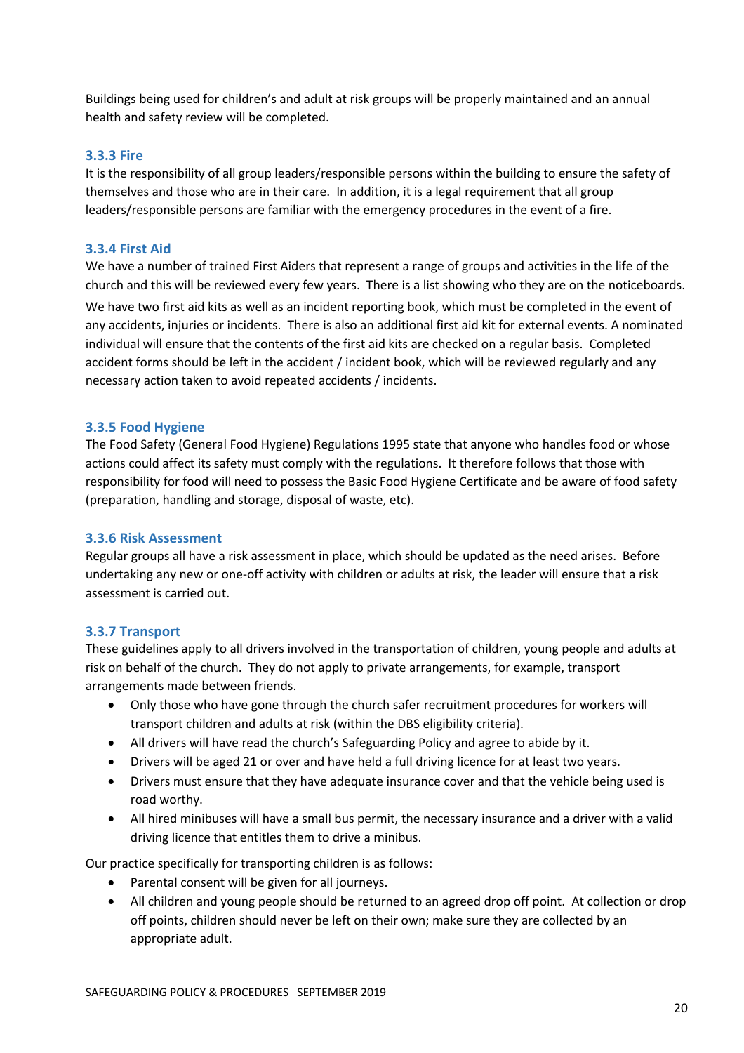Buildings being used for children's and adult at risk groups will be properly maintained and an annual health and safety review will be completed.

### 3.3.3 Fire

It is the responsibility of all group leaders/responsible persons within the building to ensure the safety of themselves and those who are in their care. In addition, it is a legal requirement that all group leaders/responsible persons are familiar with the emergency procedures in the event of a fire.

### 3.3.4 First Aid

We have a number of trained First Aiders that represent a range of groups and activities in the life of the church and this will be reviewed every few years. There is a list showing who they are on the noticeboards.

We have two first aid kits as well as an incident reporting book, which must be completed in the event of any accidents, injuries or incidents. There is also an additional first aid kit for external events. A nominated individual will ensure that the contents of the first aid kits are checked on a regular basis. Completed accident forms should be left in the accident / incident book, which will be reviewed regularly and any necessary action taken to avoid repeated accidents / incidents.

### 3.3.5 Food Hygiene

The Food Safety (General Food Hygiene) Regulations 1995 state that anyone who handles food or whose actions could affect its safety must comply with the regulations. It therefore follows that those with responsibility for food will need to possess the Basic Food Hygiene Certificate and be aware of food safety (preparation, handling and storage, disposal of waste, etc).

### 3.3.6 Risk Assessment

Regular groups all have a risk assessment in place, which should be updated as the need arises. Before undertaking any new or one-off activity with children or adults at risk, the leader will ensure that a risk assessment is carried out.

### 3.3.7 Transport

These guidelines apply to all drivers involved in the transportation of children, young people and adults at risk on behalf of the church. They do not apply to private arrangements, for example, transport arrangements made between friends.

- Only those who have gone through the church safer recruitment procedures for workers will transport children and adults at risk (within the DBS eligibility criteria).
- All drivers will have read the church's Safeguarding Policy and agree to abide by it.
- Drivers will be aged 21 or over and have held a full driving licence for at least two years.
- Drivers must ensure that they have adequate insurance cover and that the vehicle being used is road worthy.
- All hired minibuses will have a small bus permit, the necessary insurance and a driver with a valid driving licence that entitles them to drive a minibus.

Our practice specifically for transporting children is as follows:

- Parental consent will be given for all journeys.
- All children and young people should be returned to an agreed drop off point. At collection or drop off points, children should never be left on their own; make sure they are collected by an appropriate adult.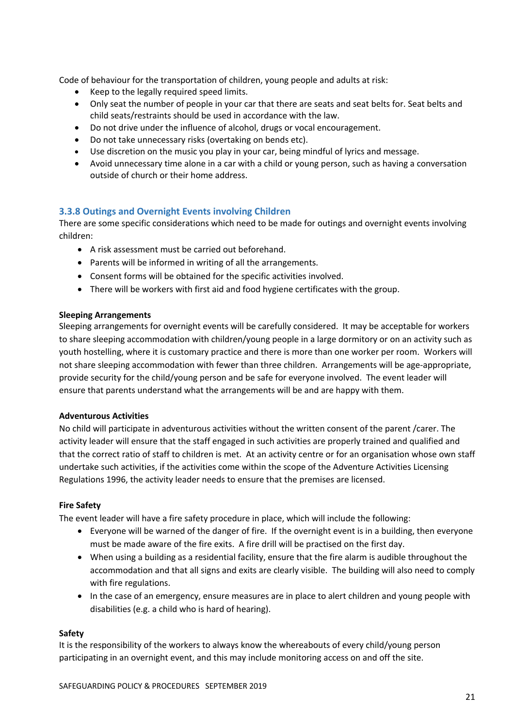Code of behaviour for the transportation of children, young people and adults at risk:

- Keep to the legally required speed limits.
- Only seat the number of people in your car that there are seats and seat belts for. Seat belts and child seats/restraints should be used in accordance with the law.
- Do not drive under the influence of alcohol, drugs or vocal encouragement.
- Do not take unnecessary risks (overtaking on bends etc).
- Use discretion on the music you play in your car, being mindful of lyrics and message.
- Avoid unnecessary time alone in a car with a child or young person, such as having a conversation outside of church or their home address.

### 3.3.8 Outings and Overnight Events involving Children

There are some specific considerations which need to be made for outings and overnight events involving children:

- A risk assessment must be carried out beforehand.
- Parents will be informed in writing of all the arrangements.
- Consent forms will be obtained for the specific activities involved.
- There will be workers with first aid and food hygiene certificates with the group.

**Sleeping Arrangements**

Sleeping arrangements for overnight events will be carefully considered. It may be acceptable for workers to share sleeping accommodation with children/young people in a large dormitory or on an activity such as youth hostelling, where it is customary practice and there is more than one worker per room. Workers will not share sleeping accommodation with fewer than three children. Arrangements will be age-appropriate, provide security for the child/young person and be safe for everyone involved. The event leader will ensure that parents understand what the arrangements will be and are happy with them.

**Adventurous Activities**

No child will participate in adventurous activities without the written consent of the parent /carer. The activity leader will ensure that the staff engaged in such activities are properly trained and qualified and that the correct ratio of staff to children is met. At an activity centre or for an organisation whose own staff undertake such activities, if the activities come within the scope of the Adventure Activities Licensing Regulations 1996, the activity leader needs to ensure that the premises are licensed.

**Fire Safety**

The event leader will have a fire safety procedure in place, which will include the following:

- Everyone will be warned of the danger of fire. If the overnight event is in a building, then everyone must be made aware of the fire exits. A fire drill will be practised on the first day.
- When using a building as a residential facility, ensure that the fire alarm is audible throughout the accommodation and that all signs and exits are clearly visible. The building will also need to comply with fire regulations.
- In the case of an emergency, ensure measures are in place to alert children and young people with disabilities (e.g. a child who is hard of hearing).

**Safety**

It is the responsibility of the workers to always know the whereabouts of every child/young person participating in an overnight event, and this may include monitoring access on and off the site.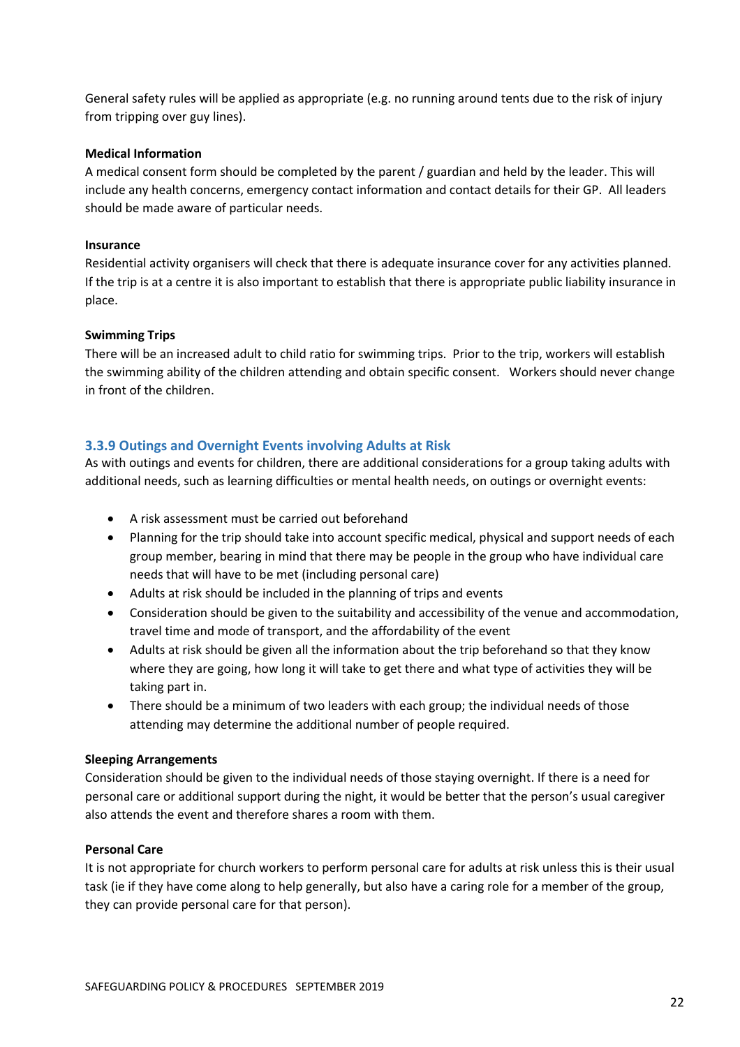General safety rules will be applied as appropriate (e.g. no running around tents due to the risk of injury from tripping over guy lines).

**Medical Information**

A medical consent form should be completed by the parent / guardian and held by the leader. This will include any health concerns, emergency contact information and contact details for their GP. All leaders should be made aware of particular needs.

**Insurance**

Residential activity organisers will check that there is adequate insurance cover for any activities planned. If the trip is at a centre it is also important to establish that there is appropriate public liability insurance in place.

**Swimming Trips**

There will be an increased adult to child ratio for swimming trips. Prior to the trip, workers will establish the swimming ability of the children attending and obtain specific consent. Workers should never change in front of the children.

### 3.3.9 Outings and Overnight Events involving Adults at Risk

As with outings and events for children, there are additional considerations for a group taking adults with additional needs, such as learning difficulties or mental health needs, on outings or overnight events:

- A risk assessment must be carried out beforehand
- Planning for the trip should take into account specific medical, physical and support needs of each group member, bearing in mind that there may be people in the group who have individual care needs that will have to be met (including personal care)
- Adults at risk should be included in the planning of trips and events
- Consideration should be given to the suitability and accessibility of the venue and accommodation, travel time and mode of transport, and the affordability of the event
- Adults at risk should be given all the information about the trip beforehand so that they know where they are going, how long it will take to get there and what type of activities they will be taking part in.
- There should be a minimum of two leaders with each group; the individual needs of those attending may determine the additional number of people required.

**Sleeping Arrangements**

Consideration should be given to the individual needs of those staying overnight. If there is a need for personal care or additional support during the night, it would be better that the person's usual caregiver also attends the event and therefore shares a room with them.

**Personal Care**

It is not appropriate for church workers to perform personal care for adults at risk unless this is their usual task (ie if they have come along to help generally, but also have a caring role for a member of the group, they can provide personal care for that person).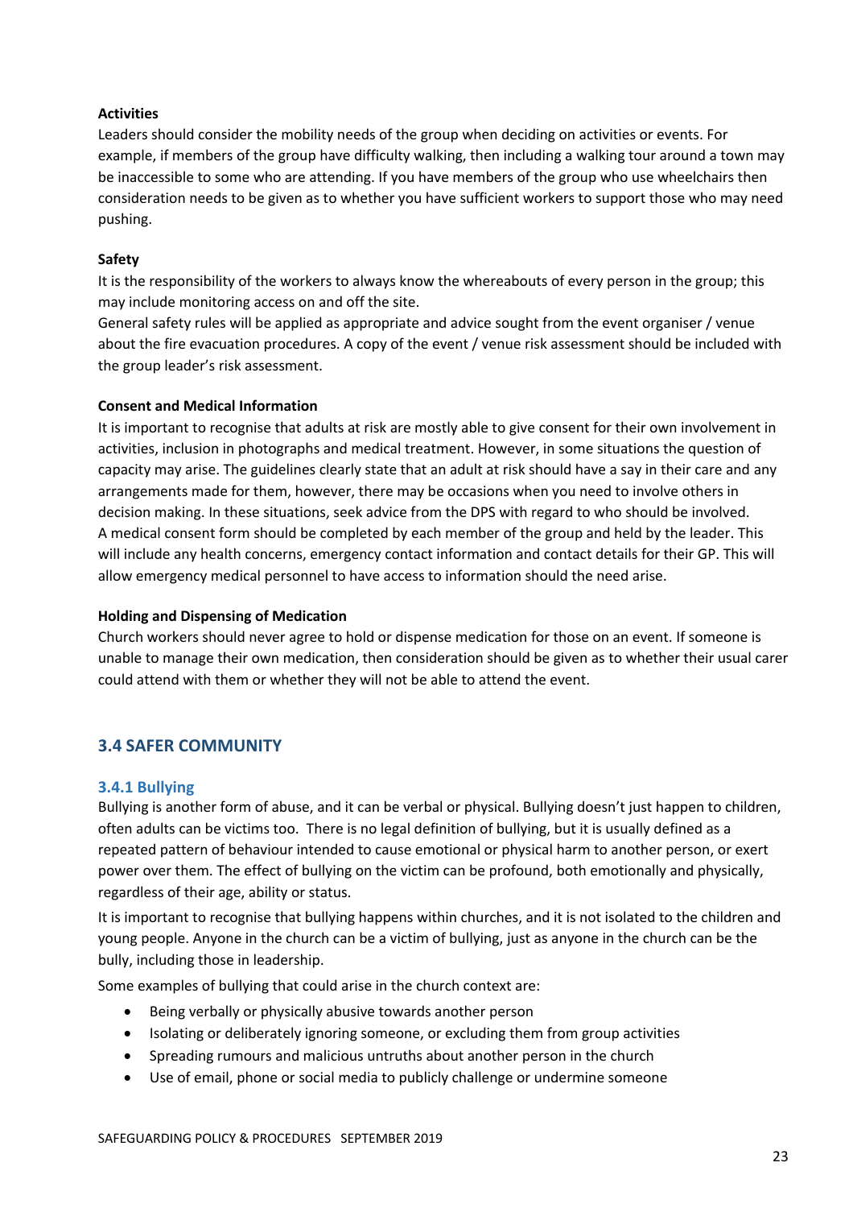**Activities**

Leaders should consider the mobility needs of the group when deciding on activities or events. For example, if members of the group have difficulty walking, then including a walking tour around a town may be inaccessible to some who are attending. If you have members of the group who use wheelchairs then consideration needs to be given as to whether you have sufficient workers to support those who may need pushing.

**Safety**

It is the responsibility of the workers to always know the whereabouts of every person in the group; this may include monitoring access on and off the site.

General safety rules will be applied as appropriate and advice sought from the event organiser / venue about the fire evacuation procedures. A copy of the event / venue risk assessment should be included with the group leader's risk assessment.

**Consent and Medical Information**

It is important to recognise that adults at risk are mostly able to give consent for their own involvement in activities, inclusion in photographs and medical treatment. However, in some situations the question of capacity may arise. The guidelines clearly state that an adult at risk should have a say in their care and any arrangements made for them, however, there may be occasions when you need to involve others in decision making. In these situations, seek advice from the DPS with regard to who should be involved.

A medical consent form should be completed by each member of the group and held by the leader. This will include any health concerns, emergency contact information and contact details for their GP. This will allow emergency medical personnel to have access to information should the need arise.

**Holding and Dispensing of Medication**

Church workers should never agree to hold or dispense medication for those on an event. If someone is unable to manage their own medication, then consideration should be given as to whether their usual carer could attend with them or whether they will not be able to attend the event.

## 3.4 SAFER COMMUNITY

### 3.4.1 Bullying

Bullying is another form of abuse, and it can be verbal or physical. Bullying doesn't just happen to children, often adults can be victims too. There is no legal definition of bullying, but it is usually defined as a repeated pattern of behaviour intended to cause emotional or physical harm to another person, or exert power over them. The effect of bullying on the victim can be profound, both emotionally and physically, regardless of their age, ability or status.

It is important to recognise that bullying happens within churches, and it is not isolated to the children and young people. Anyone in the church can be a victim of bullying, just as anyone in the church can be the bully, including those in leadership.

Some examples of bullying that could arise in the church context are:

- Being verbally or physically abusive towards another person
- Isolating or deliberately ignoring someone, or excluding them from group activities
- Spreading rumours and malicious untruths about another person in the church
- Use of email, phone or social media to publicly challenge or undermine someone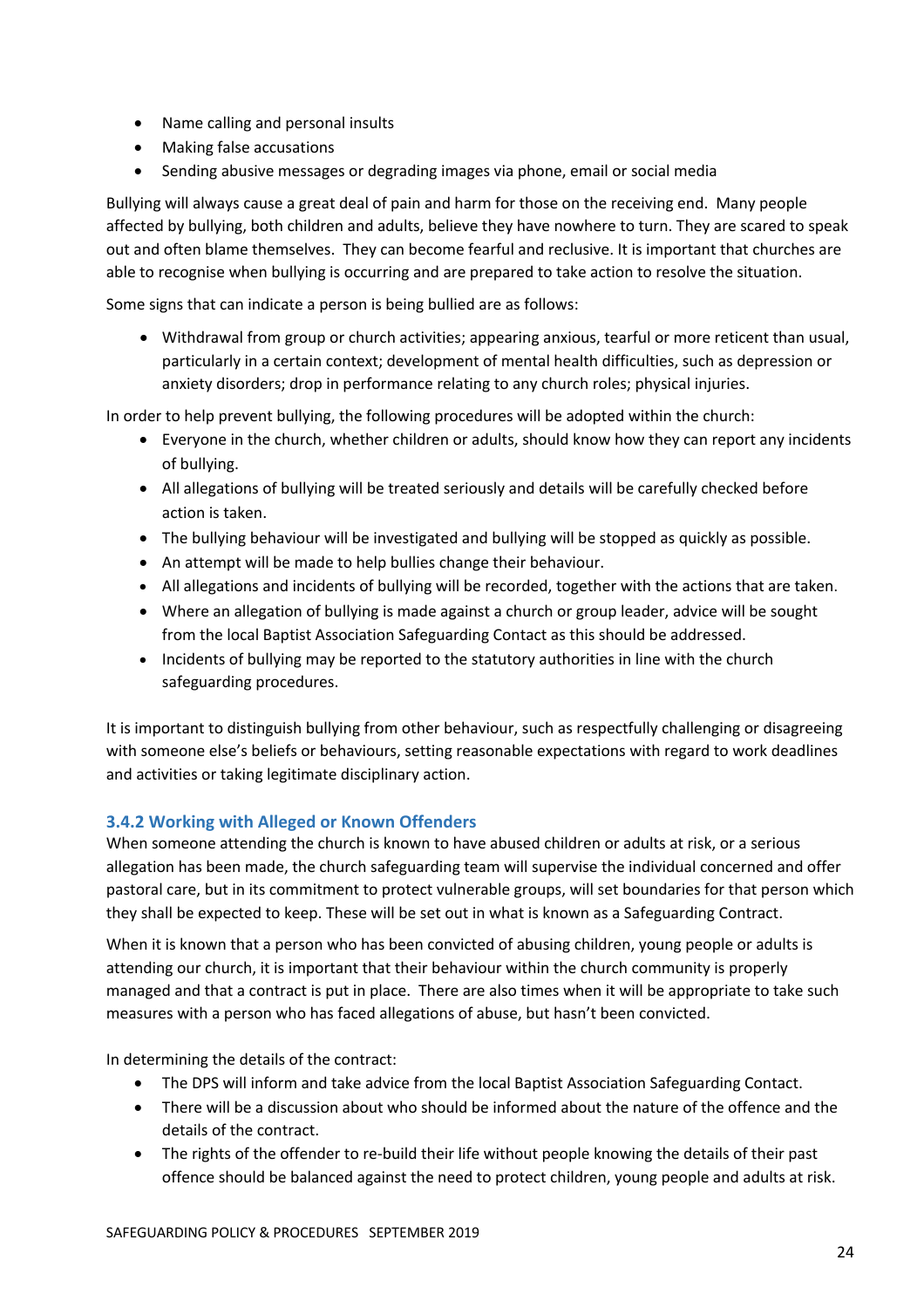- Name calling and personal insults
- Making false accusations
- Sending abusive messages or degrading images via phone, email or social media

Bullying will always cause a great deal of pain and harm for those on the receiving end. Many people affected by bullying, both children and adults, believe they have nowhere to turn. They are scared to speak out and often blame themselves. They can become fearful and reclusive. It is important that churches are able to recognise when bullying is occurring and are prepared to take action to resolve the situation.

Some signs that can indicate a person is being bullied are as follows:

- Withdrawal from group or church activities; appearing anxious, tearful or more reticent than usual, particularly in a certain context; development of mental health difficulties, such as depression or anxiety disorders; drop in performance relating to any church roles; physical injuries.

In order to help prevent bullying, the following procedures will be adopted within the church:

- Everyone in the church, whether children or adults, should know how they can report any incidents of bullying.
- All allegations of bullying will be treated seriously and details will be carefully checked before action is taken.
- The bullying behaviour will be investigated and bullying will be stopped as quickly as possible.
- An attempt will be made to help bullies change their behaviour.
- All allegations and incidents of bullying will be recorded, together with the actions that are taken.
- Where an allegation of bullying is made against a church or group leader, advice will be sought from the local Baptist Association Safeguarding Contact as this should be addressed.
- Incidents of bullying may be reported to the statutory authorities in line with the church safeguarding procedures.

It is important to distinguish bullying from other behaviour, such as respectfully challenging or disagreeing with someone else's beliefs or behaviours, setting reasonable expectations with regard to work deadlines and activities or taking legitimate disciplinary action.

### 3.4.2 Working with Alleged or Known Offenders

When someone attending the church is known to have abused children or adults at risk, or a serious allegation has been made, the church safeguarding team will supervise the individual concerned and offer pastoral care, but in its commitment to protect vulnerable groups, will set boundaries for that person which they shall be expected to keep. These will be set out in what is known as a Safeguarding Contract.

When it is known that a person who has been convicted of abusing children, young people or adults is attending our church, it is important that their behaviour within the church community is properly managed and that a contract is put in place. There are also times when it will be appropriate to take such measures with a person who has faced allegations of abuse, but hasn't been convicted.

In determining the details of the contract:

- The DPS will inform and take advice from the local Baptist Association Safeguarding Contact.
- There will be a discussion about who should be informed about the nature of the offence and the details of the contract.
- The rights of the offender to re-build their life without people knowing the details of their past offence should be balanced against the need to protect children, young people and adults at risk.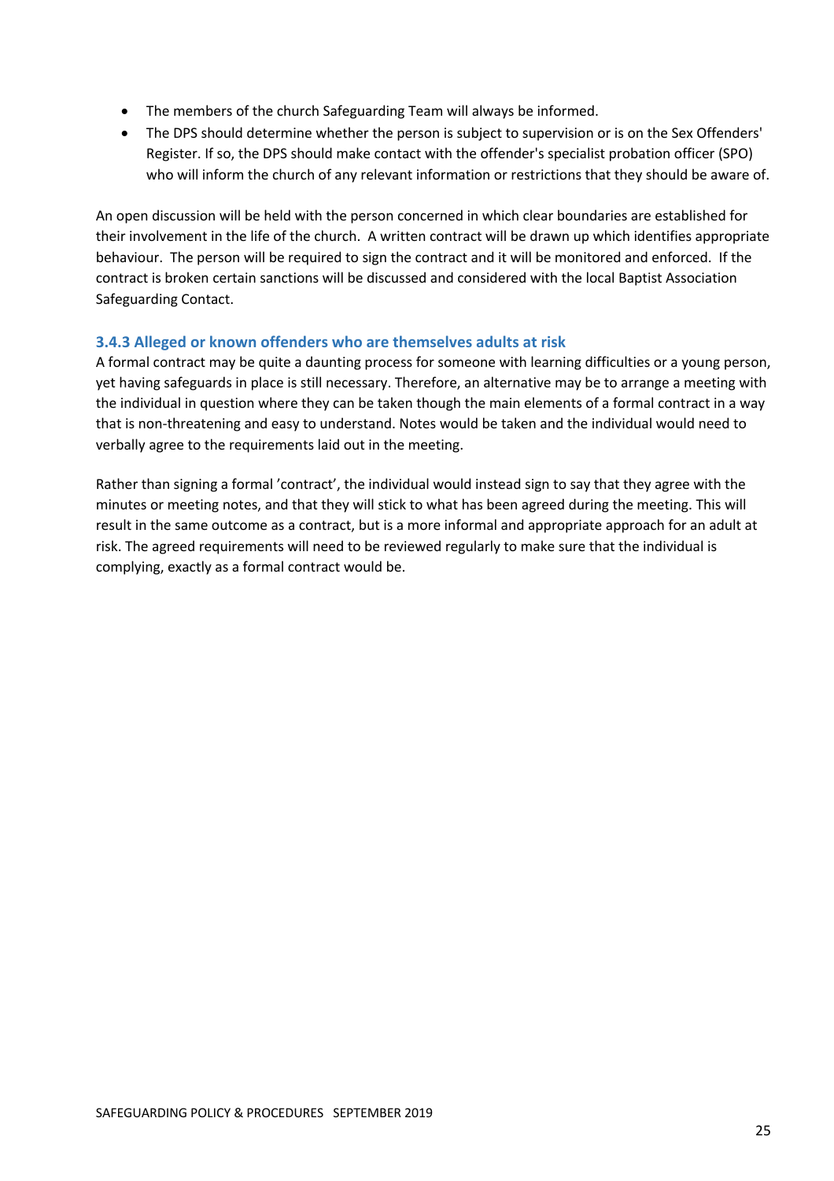- The members of the church Safeguarding Team will always be informed.
- The DPS should determine whether the person is subject to supervision or is on the Sex Offenders' Register. If so, the DPS should make contact with the offender's specialist probation officer (SPO) who will inform the church of any relevant information or restrictions that they should be aware of.

An open discussion will be held with the person concerned in which clear boundaries are established for their involvement in the life of the church. A written contract will be drawn up which identifies appropriate behaviour. The person will be required to sign the contract and it will be monitored and enforced. If the contract is broken certain sanctions will be discussed and considered with the local Baptist Association Safeguarding Contact.

### 3.4.3 Alleged or known offenders who are themselves adults at risk

A formal contract may be quite a daunting process for someone with learning difficulties or a young person, yet having safeguards in place is still necessary. Therefore, an alternative may be to arrange a meeting with the individual in question where they can be taken though the main elements of a formal contract in a way that is non-threatening and easy to understand. Notes would be taken and the individual would need to verbally agree to the requirements laid out in the meeting.

Rather than signing a formal 'contract', the individual would instead sign to say that they agree with the minutes or meeting notes, and that they will stick to what has been agreed during the meeting. This will result in the same outcome as a contract, but is a more informal and appropriate approach for an adult at risk. The agreed requirements will need to be reviewed regularly to make sure that the individual is complying, exactly as a formal contract would be.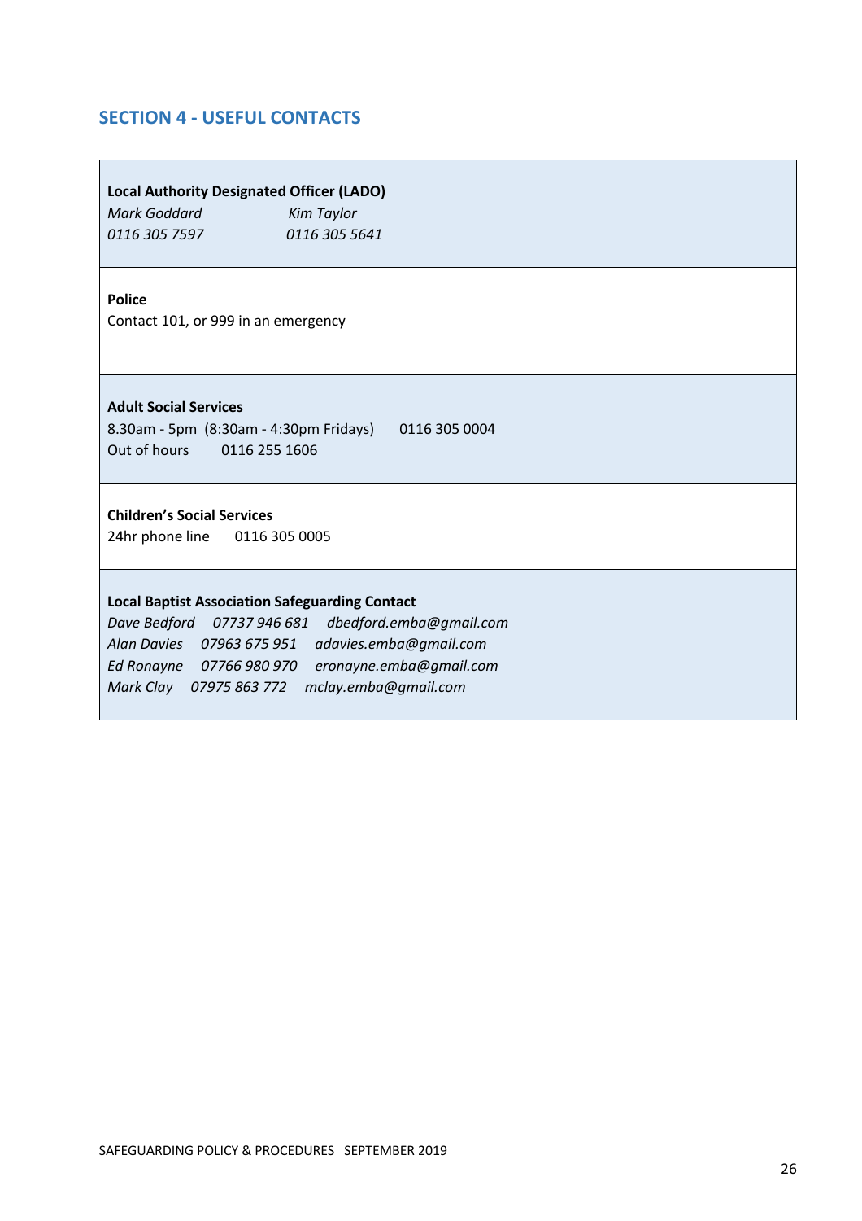## SECTION 4 - USEFUL CONTACTS

**Local Authority Designated Officer (LADO)**

*Mark Goddard* — *0116 305 7597*
*Kim Taylor* — *0116 305 5641*

**Police**

Contact 101, or 999 in an emergency

**Adult Social Services**

8.30am - 5pm (8:30am - 4:30pm Fridays) 0116 305 0004
Out of hours 0116 255 1606

**Children's Social Services**

24hr phone line 0116 305 0005

**Local Baptist Association Safeguarding Contact**

*Dave Bedford 07737 946 681 dbedford.emba@gmail.com*
*Alan Davies 07963 675 951 adavies.emba@gmail.com*
*Ed Ronayne 07766 980 970 eronayne.emba@gmail.com*
*Mark Clay 07975 863 772 mclay.emba@gmail.com*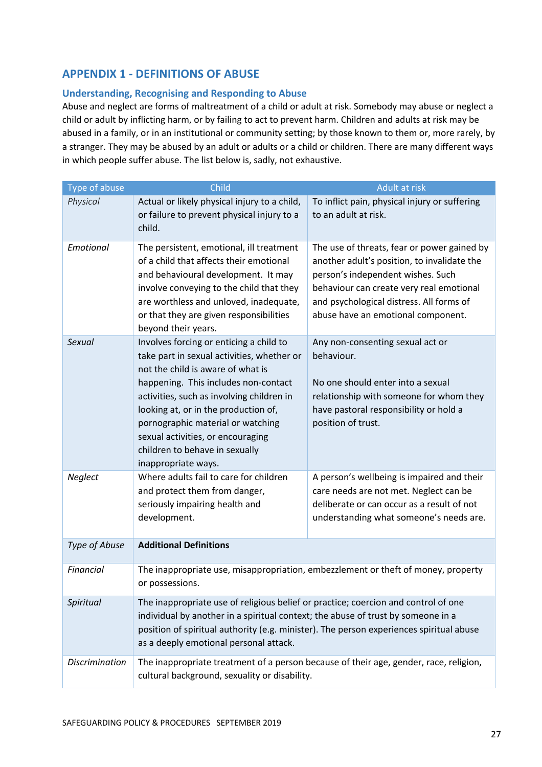## APPENDIX 1 - DEFINITIONS OF ABUSE

### Understanding, Recognising and Responding to Abuse

Abuse and neglect are forms of maltreatment of a child or adult at risk. Somebody may abuse or neglect a child or adult by inflicting harm, or by failing to act to prevent harm. Children and adults at risk may be abused in a family, or in an institutional or community setting; by those known to them or, more rarely, by a stranger. They may be abused by an adult or adults or a child or children. There are many different ways in which people suffer abuse. The list below is, sadly, not exhaustive.

| Type of abuse | Child | Adult at risk |
|---|---|---|
| *Physical* | Actual or likely physical injury to a child, or failure to prevent physical injury to a child. | To inflict pain, physical injury or suffering to an adult at risk. |
| *Emotional* | The persistent, emotional, ill treatment of a child that affects their emotional and behavioural development. It may involve conveying to the child that they are worthless and unloved, inadequate, or that they are given responsibilities beyond their years. | The use of threats, fear or power gained by another adult's position, to invalidate the person's independent wishes. Such behaviour can create very real emotional and psychological distress. All forms of abuse have an emotional component. |
| *Sexual* | Involves forcing or enticing a child to take part in sexual activities, whether or not the child is aware of what is happening. This includes non-contact activities, such as involving children in looking at, or in the production of, pornographic material or watching sexual activities, or encouraging children to behave in sexually inappropriate ways. | Any non-consenting sexual act or behaviour.<br><br>No one should enter into a sexual relationship with someone for whom they have pastoral responsibility or hold a position of trust. |
| *Neglect* | Where adults fail to care for children and protect them from danger, seriously impairing health and development. | A person's wellbeing is impaired and their care needs are not met. Neglect can be deliberate or can occur as a result of not understanding what someone's needs are. |
| *Type of Abuse* | **Additional Definitions** | |
| *Financial* | The inappropriate use, misappropriation, embezzlement or theft of money, property or possessions. | |
| *Spiritual* | The inappropriate use of religious belief or practice; coercion and control of one individual by another in a spiritual context; the abuse of trust by someone in a position of spiritual authority (e.g. minister). The person experiences spiritual abuse as a deeply emotional personal attack. | |
| *Discrimination* | The inappropriate treatment of a person because of their age, gender, race, religion, cultural background, sexuality or disability. | |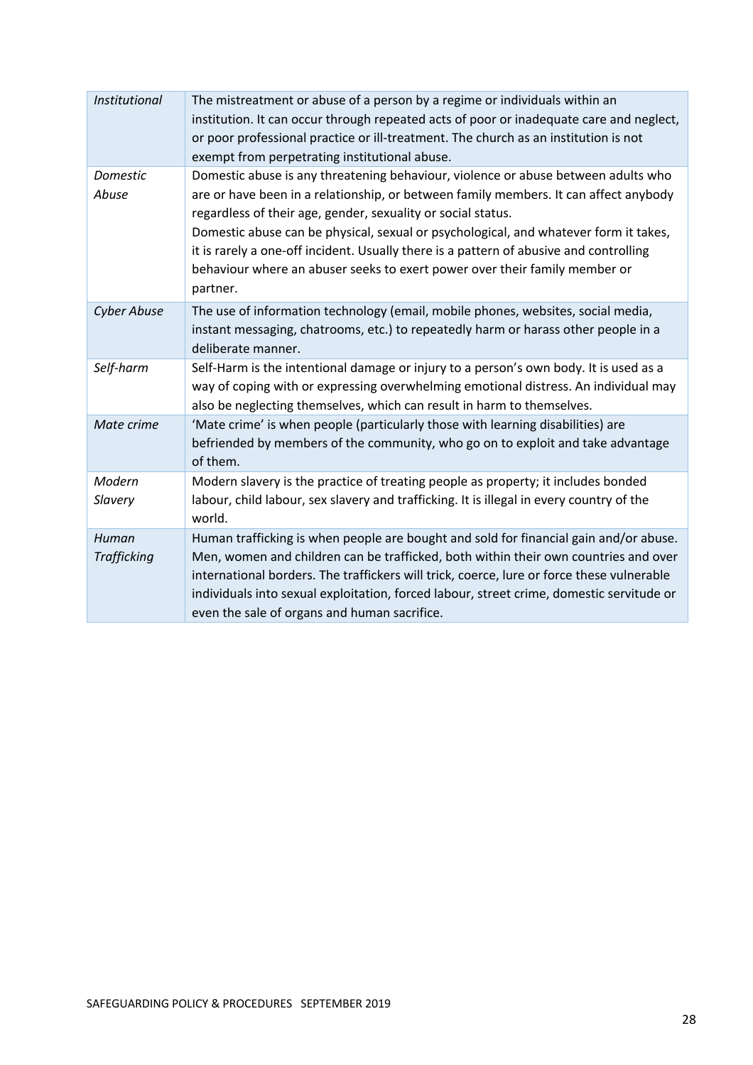| | |
|---|---|
| *Institutional* | The mistreatment or abuse of a person by a regime or individuals within an institution. It can occur through repeated acts of poor or inadequate care and neglect, or poor professional practice or ill-treatment. The church as an institution is not exempt from perpetrating institutional abuse. |
| *Domestic Abuse* | Domestic abuse is any threatening behaviour, violence or abuse between adults who are or have been in a relationship, or between family members. It can affect anybody regardless of their age, gender, sexuality or social status.<br>Domestic abuse can be physical, sexual or psychological, and whatever form it takes, it is rarely a one-off incident. Usually there is a pattern of abusive and controlling behaviour where an abuser seeks to exert power over their family member or partner. |
| *Cyber Abuse* | The use of information technology (email, mobile phones, websites, social media, instant messaging, chatrooms, etc.) to repeatedly harm or harass other people in a deliberate manner. |
| *Self-harm* | Self-Harm is the intentional damage or injury to a person's own body. It is used as a way of coping with or expressing overwhelming emotional distress. An individual may also be neglecting themselves, which can result in harm to themselves. |
| *Mate crime* | 'Mate crime' is when people (particularly those with learning disabilities) are befriended by members of the community, who go on to exploit and take advantage of them. |
| *Modern Slavery* | Modern slavery is the practice of treating people as property; it includes bonded labour, child labour, sex slavery and trafficking. It is illegal in every country of the world. |
| *Human Trafficking* | Human trafficking is when people are bought and sold for financial gain and/or abuse. Men, women and children can be trafficked, both within their own countries and over international borders. The traffickers will trick, coerce, lure or force these vulnerable individuals into sexual exploitation, forced labour, street crime, domestic servitude or even the sale of organs and human sacrifice. |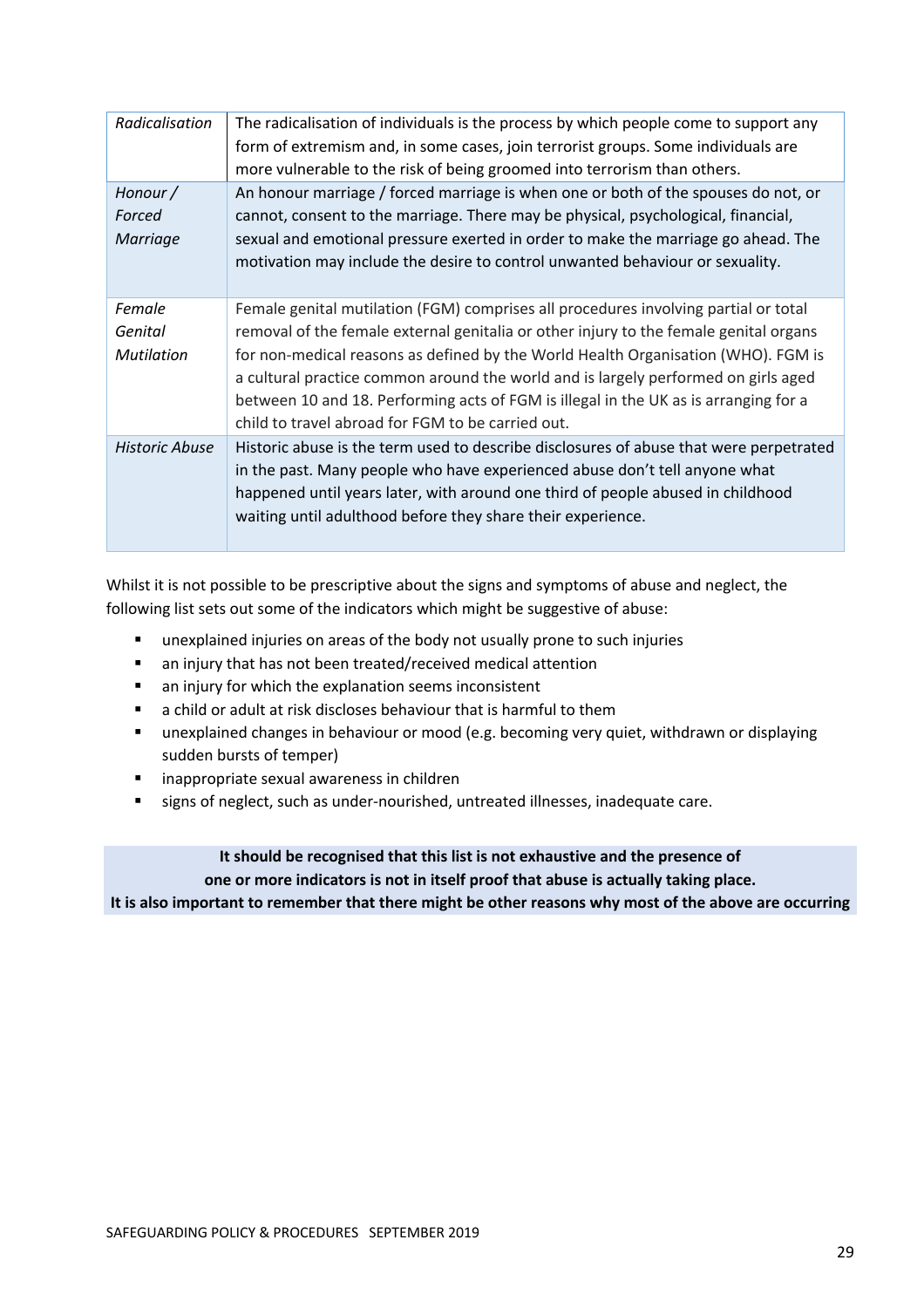| | |
|---|---|
| *Radicalisation* | The radicalisation of individuals is the process by which people come to support any form of extremism and, in some cases, join terrorist groups. Some individuals are more vulnerable to the risk of being groomed into terrorism than others. |
| *Honour / Forced Marriage* | An honour marriage / forced marriage is when one or both of the spouses do not, or cannot, consent to the marriage. There may be physical, psychological, financial, sexual and emotional pressure exerted in order to make the marriage go ahead. The motivation may include the desire to control unwanted behaviour or sexuality. |
| *Female Genital Mutilation* | Female genital mutilation (FGM) comprises all procedures involving partial or total removal of the female external genitalia or other injury to the female genital organs for non-medical reasons as defined by the World Health Organisation (WHO). FGM is a cultural practice common around the world and is largely performed on girls aged between 10 and 18. Performing acts of FGM is illegal in the UK as is arranging for a child to travel abroad for FGM to be carried out. |
| *Historic Abuse* | Historic abuse is the term used to describe disclosures of abuse that were perpetrated in the past. Many people who have experienced abuse don't tell anyone what happened until years later, with around one third of people abused in childhood waiting until adulthood before they share their experience. |

Whilst it is not possible to be prescriptive about the signs and symptoms of abuse and neglect, the following list sets out some of the indicators which might be suggestive of abuse:

- unexplained injuries on areas of the body not usually prone to such injuries
- an injury that has not been treated/received medical attention
- an injury for which the explanation seems inconsistent
- a child or adult at risk discloses behaviour that is harmful to them
- unexplained changes in behaviour or mood (e.g. becoming very quiet, withdrawn or displaying sudden bursts of temper)
- inappropriate sexual awareness in children
- signs of neglect, such as under-nourished, untreated illnesses, inadequate care.

**It should be recognised that this list is not exhaustive and the presence of one or more indicators is not in itself proof that abuse is actually taking place. It is also important to remember that there might be other reasons why most of the above are occurring**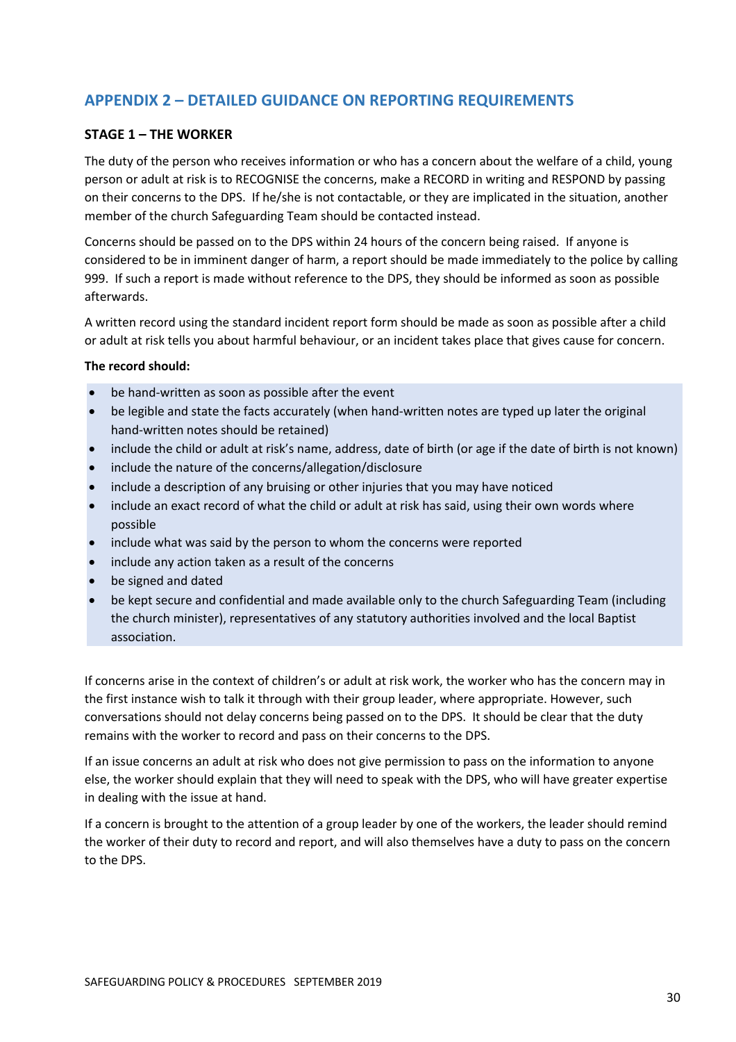## APPENDIX 2 – DETAILED GUIDANCE ON REPORTING REQUIREMENTS

### STAGE 1 – THE WORKER

The duty of the person who receives information or who has a concern about the welfare of a child, young person or adult at risk is to RECOGNISE the concerns, make a RECORD in writing and RESPOND by passing on their concerns to the DPS. If he/she is not contactable, or they are implicated in the situation, another member of the church Safeguarding Team should be contacted instead.

Concerns should be passed on to the DPS within 24 hours of the concern being raised. If anyone is considered to be in imminent danger of harm, a report should be made immediately to the police by calling 999. If such a report is made without reference to the DPS, they should be informed as soon as possible afterwards.

A written record using the standard incident report form should be made as soon as possible after a child or adult at risk tells you about harmful behaviour, or an incident takes place that gives cause for concern.

**The record should:**

- be hand-written as soon as possible after the event
- be legible and state the facts accurately (when hand-written notes are typed up later the original hand-written notes should be retained)
- include the child or adult at risk's name, address, date of birth (or age if the date of birth is not known)
- include the nature of the concerns/allegation/disclosure
- include a description of any bruising or other injuries that you may have noticed
- include an exact record of what the child or adult at risk has said, using their own words where possible
- include what was said by the person to whom the concerns were reported
- include any action taken as a result of the concerns
- be signed and dated
- be kept secure and confidential and made available only to the church Safeguarding Team (including the church minister), representatives of any statutory authorities involved and the local Baptist association.

If concerns arise in the context of children's or adult at risk work, the worker who has the concern may in the first instance wish to talk it through with their group leader, where appropriate. However, such conversations should not delay concerns being passed on to the DPS. It should be clear that the duty remains with the worker to record and pass on their concerns to the DPS.

If an issue concerns an adult at risk who does not give permission to pass on the information to anyone else, the worker should explain that they will need to speak with the DPS, who will have greater expertise in dealing with the issue at hand.

If a concern is brought to the attention of a group leader by one of the workers, the leader should remind the worker of their duty to record and report, and will also themselves have a duty to pass on the concern to the DPS.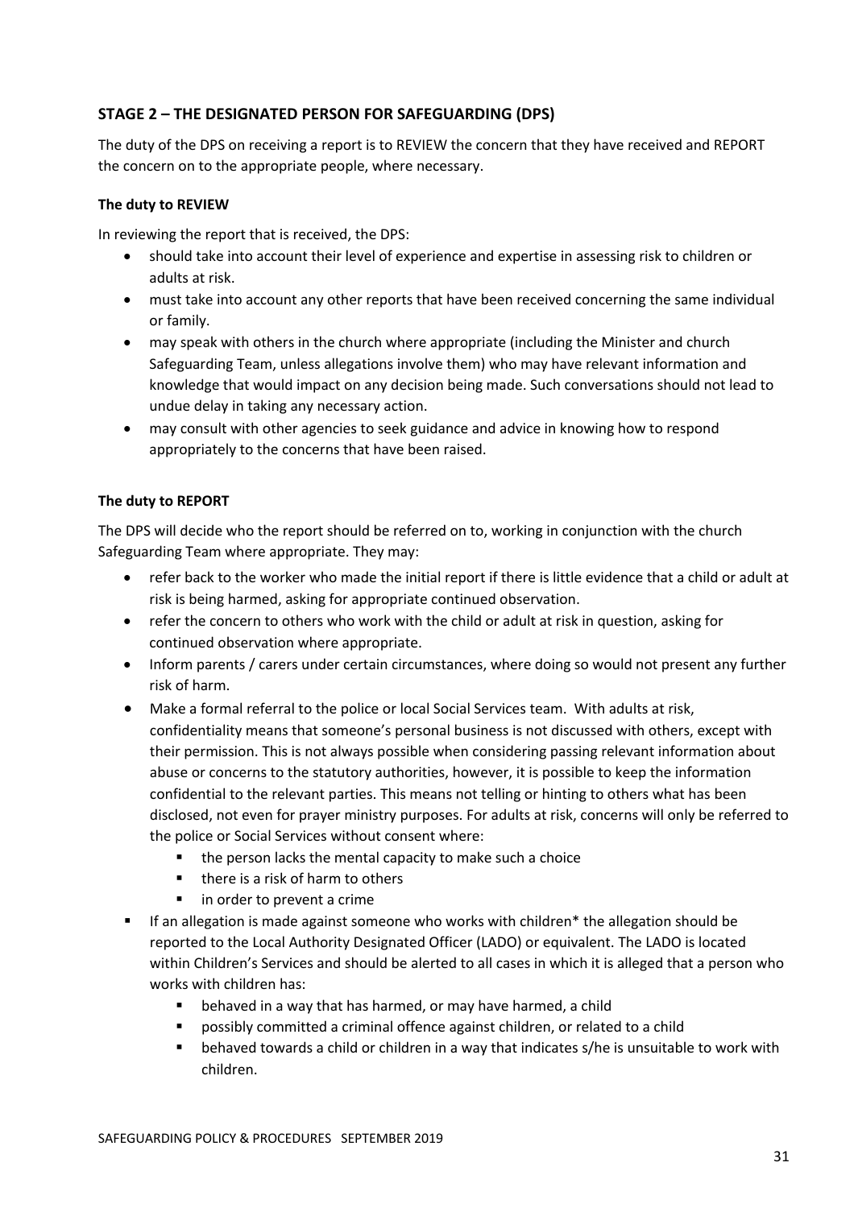## STAGE 2 – THE DESIGNATED PERSON FOR SAFEGUARDING (DPS)

The duty of the DPS on receiving a report is to REVIEW the concern that they have received and REPORT the concern on to the appropriate people, where necessary.

**The duty to REVIEW**

In reviewing the report that is received, the DPS:

- should take into account their level of experience and expertise in assessing risk to children or adults at risk.
- must take into account any other reports that have been received concerning the same individual or family.
- may speak with others in the church where appropriate (including the Minister and church Safeguarding Team, unless allegations involve them) who may have relevant information and knowledge that would impact on any decision being made. Such conversations should not lead to undue delay in taking any necessary action.
- may consult with other agencies to seek guidance and advice in knowing how to respond appropriately to the concerns that have been raised.

**The duty to REPORT**

The DPS will decide who the report should be referred on to, working in conjunction with the church Safeguarding Team where appropriate. They may:

- refer back to the worker who made the initial report if there is little evidence that a child or adult at risk is being harmed, asking for appropriate continued observation.
- refer the concern to others who work with the child or adult at risk in question, asking for continued observation where appropriate.
- Inform parents / carers under certain circumstances, where doing so would not present any further risk of harm.
- Make a formal referral to the police or local Social Services team. With adults at risk, confidentiality means that someone's personal business is not discussed with others, except with their permission. This is not always possible when considering passing relevant information about abuse or concerns to the statutory authorities, however, it is possible to keep the information confidential to the relevant parties. This means not telling or hinting to others what has been disclosed, not even for prayer ministry purposes. For adults at risk, concerns will only be referred to the police or Social Services without consent where:
    - the person lacks the mental capacity to make such a choice
    - there is a risk of harm to others
    - in order to prevent a crime
- If an allegation is made against someone who works with children* the allegation should be reported to the Local Authority Designated Officer (LADO) or equivalent. The LADO is located within Children's Services and should be alerted to all cases in which it is alleged that a person who works with children has:
    - behaved in a way that has harmed, or may have harmed, a child
    - possibly committed a criminal offence against children, or related to a child
    - behaved towards a child or children in a way that indicates s/he is unsuitable to work with children.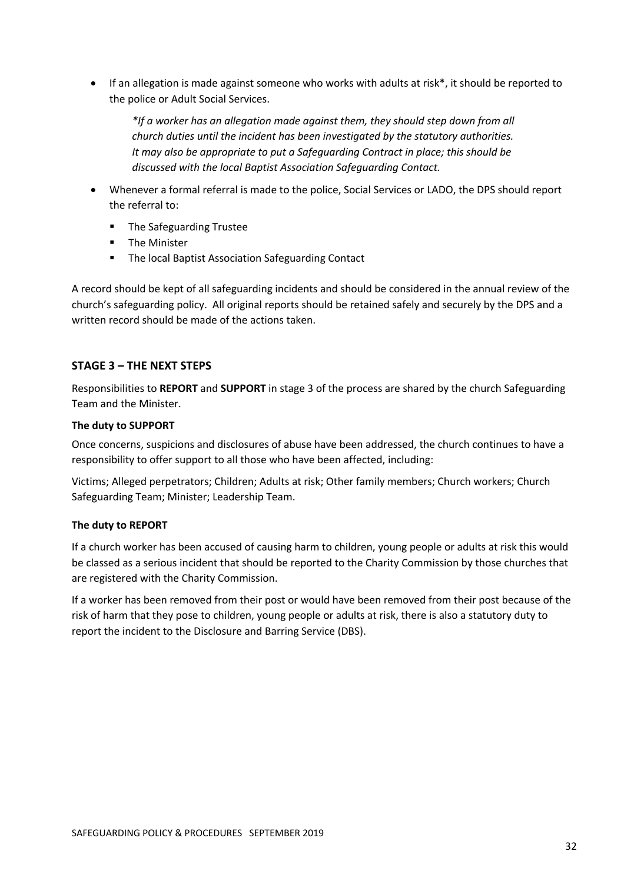- If an allegation is made against someone who works with adults at risk*, it should be reported to the police or Adult Social Services.

  *\*If a worker has an allegation made against them, they should step down from all church duties until the incident has been investigated by the statutory authorities. It may also be appropriate to put a Safeguarding Contract in place; this should be discussed with the local Baptist Association Safeguarding Contact.*

- Whenever a formal referral is made to the police, Social Services or LADO, the DPS should report the referral to:
  - The Safeguarding Trustee
  - The Minister
  - The local Baptist Association Safeguarding Contact

A record should be kept of all safeguarding incidents and should be considered in the annual review of the church's safeguarding policy. All original reports should be retained safely and securely by the DPS and a written record should be made of the actions taken.

## STAGE 3 – THE NEXT STEPS

Responsibilities to **REPORT** and **SUPPORT** in stage 3 of the process are shared by the church Safeguarding Team and the Minister.

**The duty to SUPPORT**

Once concerns, suspicions and disclosures of abuse have been addressed, the church continues to have a responsibility to offer support to all those who have been affected, including:

Victims; Alleged perpetrators; Children; Adults at risk; Other family members; Church workers; Church Safeguarding Team; Minister; Leadership Team.

**The duty to REPORT**

If a church worker has been accused of causing harm to children, young people or adults at risk this would be classed as a serious incident that should be reported to the Charity Commission by those churches that are registered with the Charity Commission.

If a worker has been removed from their post or would have been removed from their post because of the risk of harm that they pose to children, young people or adults at risk, there is also a statutory duty to report the incident to the Disclosure and Barring Service (DBS).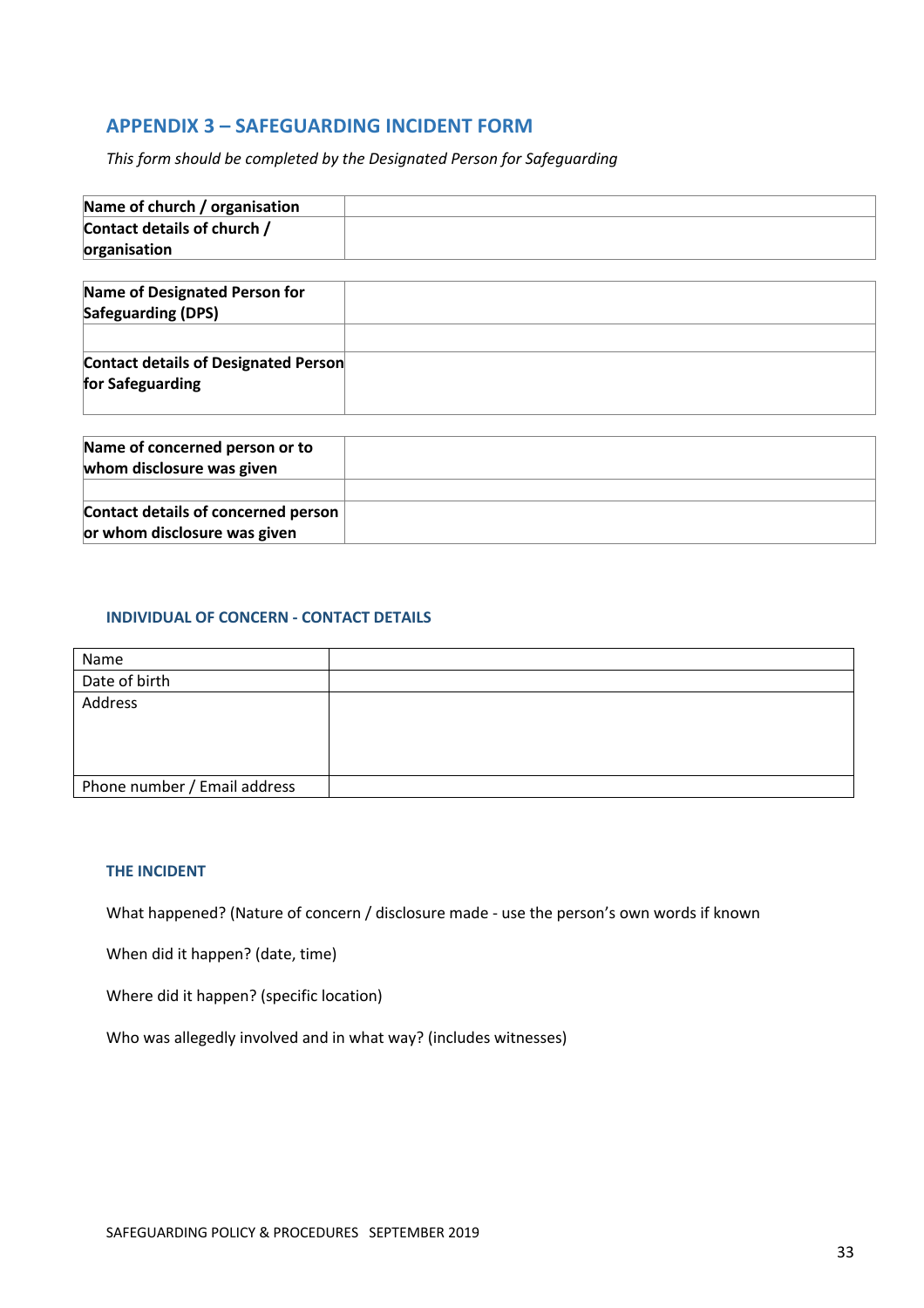## APPENDIX 3 – SAFEGUARDING INCIDENT FORM

*This form should be completed by the Designated Person for Safeguarding*

| **Name of church / organisation** | |
|---|---|
| **Contact details of church / organisation** | |

| **Name of Designated Person for Safeguarding (DPS)** | |
|---|---|
| | |
| **Contact details of Designated Person for Safeguarding** | |

| **Name of concerned person or to whom disclosure was given** | |
|---|---|
| | |
| **Contact details of concerned person or whom disclosure was given** | |

### INDIVIDUAL OF CONCERN - CONTACT DETAILS

| Name | |
|---|---|
| Date of birth | |
| Address | |
| Phone number / Email address | |

### THE INCIDENT

What happened? (Nature of concern / disclosure made - use the person's own words if known

When did it happen? (date, time)

Where did it happen? (specific location)

Who was allegedly involved and in what way? (includes witnesses)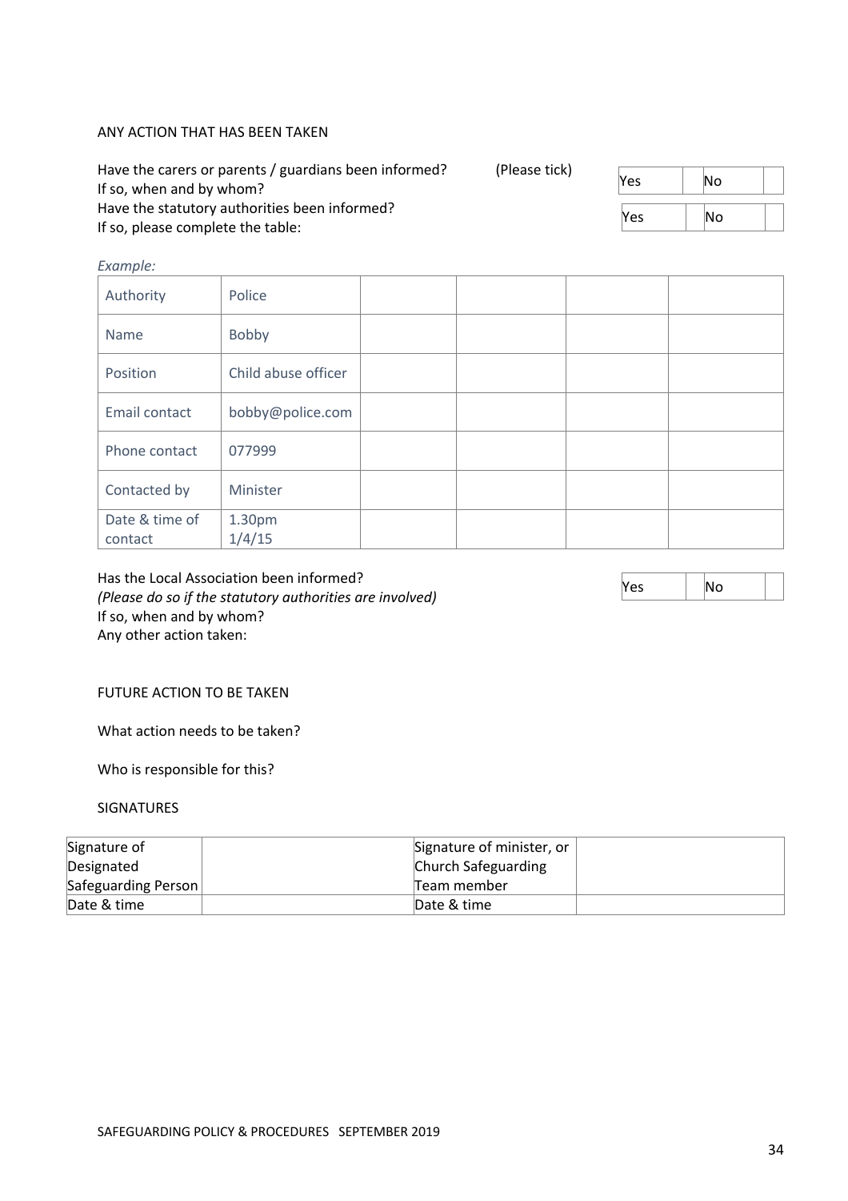ANY ACTION THAT HAS BEEN TAKEN

Have the carers or parents / guardians been informed? (Please tick)
If so, when and by whom?

| Yes | | No | |
|---|---|---|---|

Have the statutory authorities been informed?
If so, please complete the table:

| Yes | | No | |
|---|---|---|---|

*Example:*

| Authority | Police | | | | |
|---|---|---|---|---|---|
| Name | Bobby | | | | |
| Position | Child abuse officer | | | | |
| Email contact | bobby@police.com | | | | |
| Phone contact | 077999 | | | | |
| Contacted by | Minister | | | | |
| Date & time of contact | 1.30pm 1/4/15 | | | | |

Has the Local Association been informed?
*(Please do so if the statutory authorities are involved)*
If so, when and by whom?
Any other action taken:

| Yes | | No | |
|---|---|---|---|

FUTURE ACTION TO BE TAKEN

What action needs to be taken?

Who is responsible for this?

SIGNATURES

| Signature of Designated Safeguarding Person | | Signature of minister, or Church Safeguarding Team member | |
|---|---|---|---|
| Date & time | | Date & time | |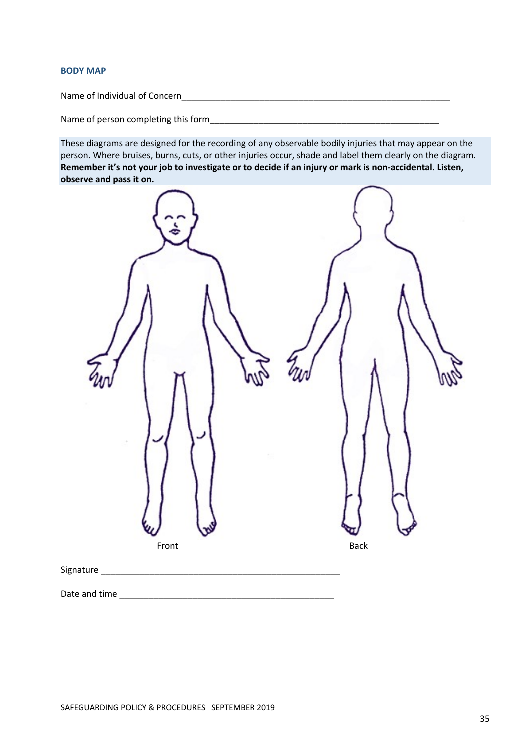## BODY MAP

Name of Individual of Concern___________________________________________________________

Name of person completing this form__________________________________________________

These diagrams are designed for the recording of any observable bodily injuries that may appear on the person. Where bruises, burns, cuts, or other injuries occur, shade and label them clearly on the diagram. **Remember it's not your job to investigate or to decide if an injury or mark is non-accidental. Listen, observe and pass it on.**

Front

Back

Signature ___________________________________________________

Date and time _____________________________________________

SAFEGUARDING POLICY & PROCEDURES SEPTEMBER 2019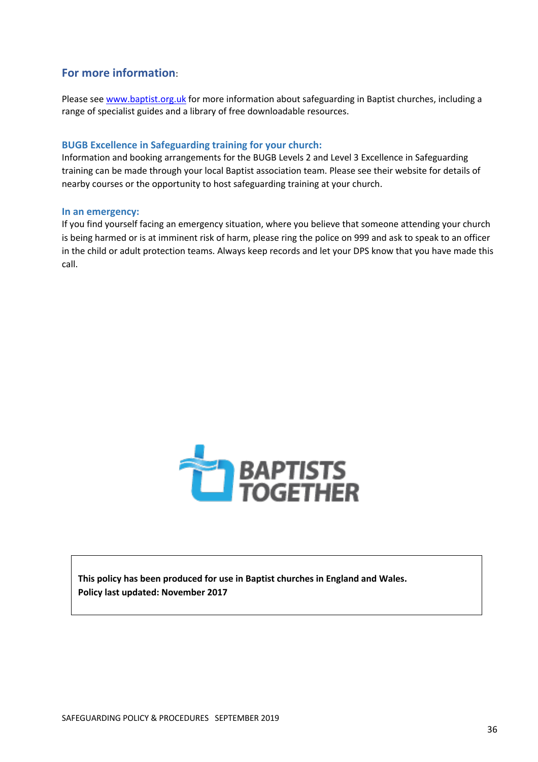## For more information:

Please see www.baptist.org.uk for more information about safeguarding in Baptist churches, including a range of specialist guides and a library of free downloadable resources.

### BUGB Excellence in Safeguarding training for your church:

Information and booking arrangements for the BUGB Levels 2 and Level 3 Excellence in Safeguarding training can be made through your local Baptist association team. Please see their website for details of nearby courses or the opportunity to host safeguarding training at your church.

### In an emergency:

If you find yourself facing an emergency situation, where you believe that someone attending your church is being harmed or is at imminent risk of harm, please ring the police on 999 and ask to speak to an officer in the child or adult protection teams. Always keep records and let your DPS know that you have made this call.

BAPTISTS TOGETHER

**This policy has been produced for use in Baptist churches in England and Wales.**
**Policy last updated: November 2017**